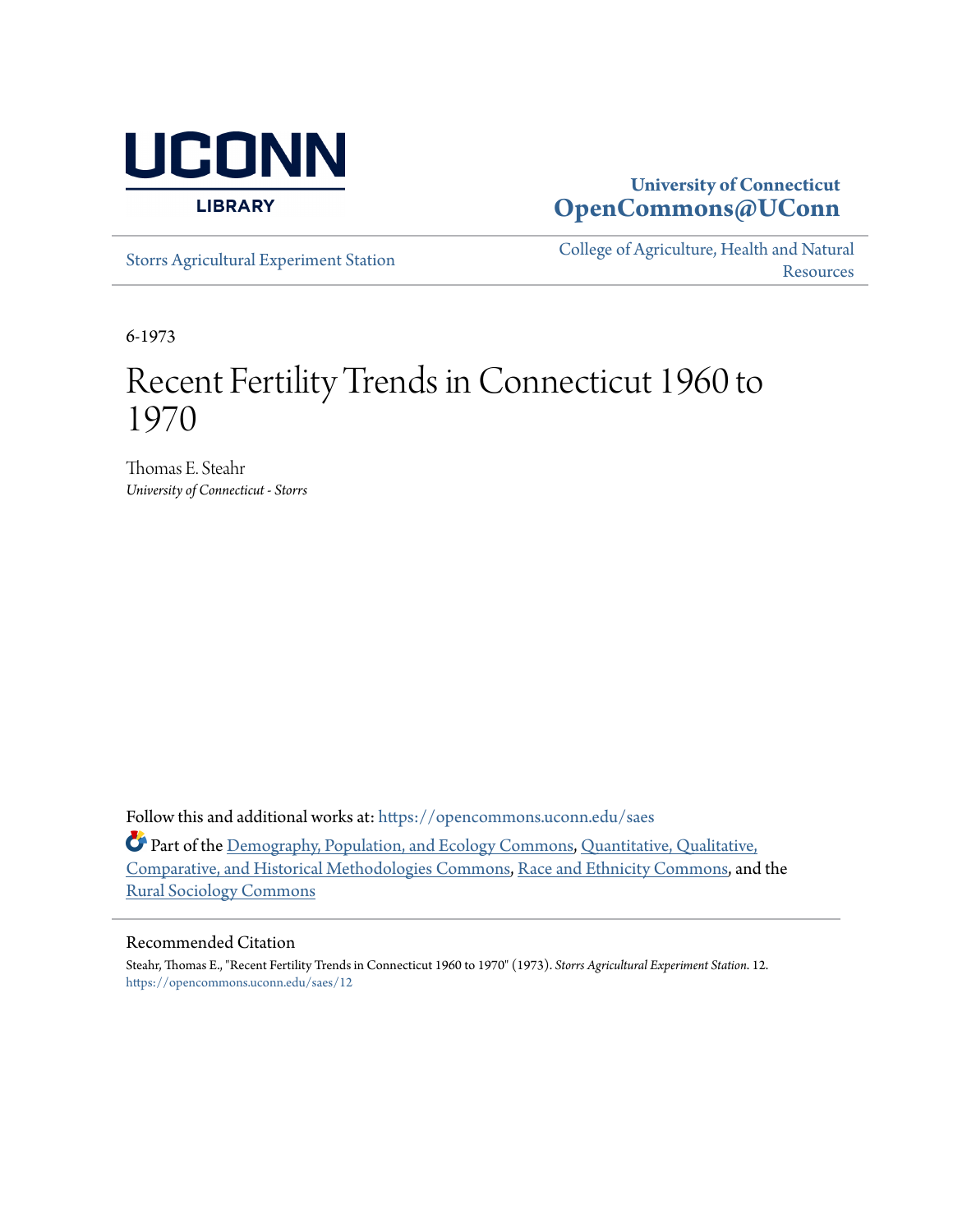University of Connecticut
**OpenCommons@UConn**

Storrs Agricultural Experiment Station

College of Agriculture, Health and Natural Resources

6-1973

# Recent Fertility Trends in Connecticut 1960 to 1970

Thomas E. Steahr
*University of Connecticut - Storrs*

Follow this and additional works at: https://opencommons.uconn.edu/saes

Part of the Demography, Population, and Ecology Commons, Quantitative, Qualitative, Comparative, and Historical Methodologies Commons, Race and Ethnicity Commons, and the Rural Sociology Commons

## Recommended Citation

Steahr, Thomas E., "Recent Fertility Trends in Connecticut 1960 to 1970" (1973). *Storrs Agricultural Experiment Station*. 12.
https://opencommons.uconn.edu/saes/12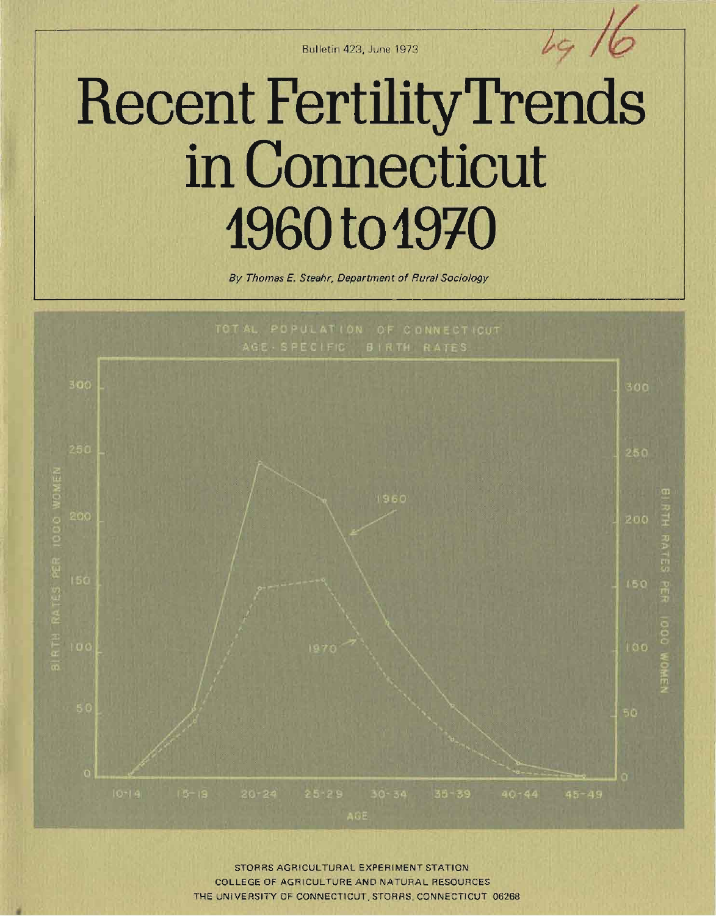Bulletin 423, June 1973

# Recent Fertility Trends in Connecticut 1960 to 1970

*By Thomas E. Steahr, Department of Rural Sociology*

STORRS AGRICULTURAL EXPERIMENT STATION
COLLEGE OF AGRICULTURE AND NATURAL RESOURCES
THE UNIVERSITY OF CONNECTICUT, STORRS, CONNECTICUT 06268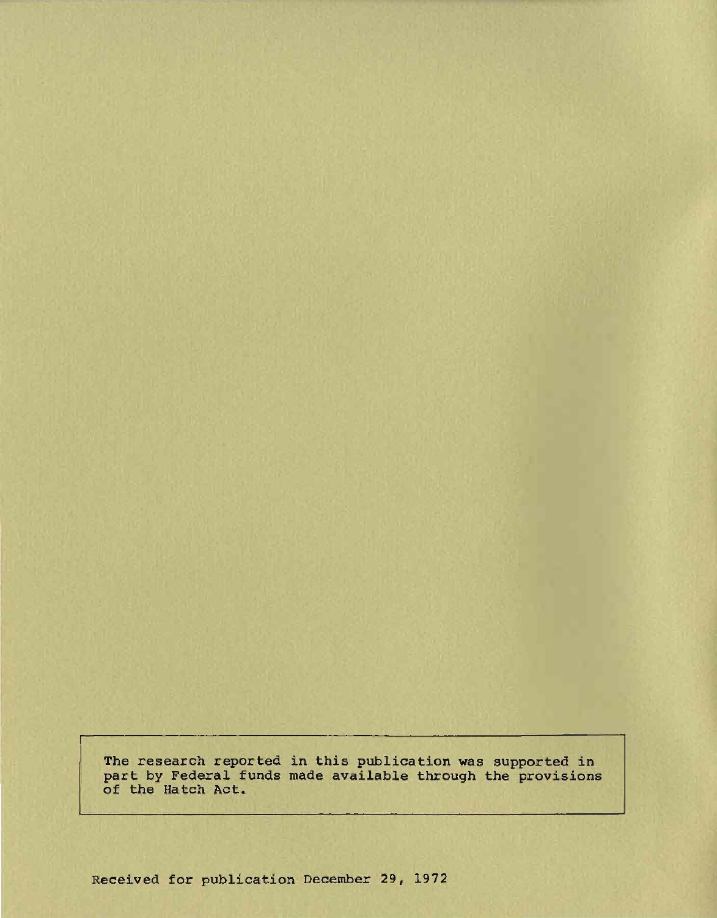The research reported in this publication was supported in part by Federal funds made available through the provisions of the Hatch Act.

Received for publication December 29, 1972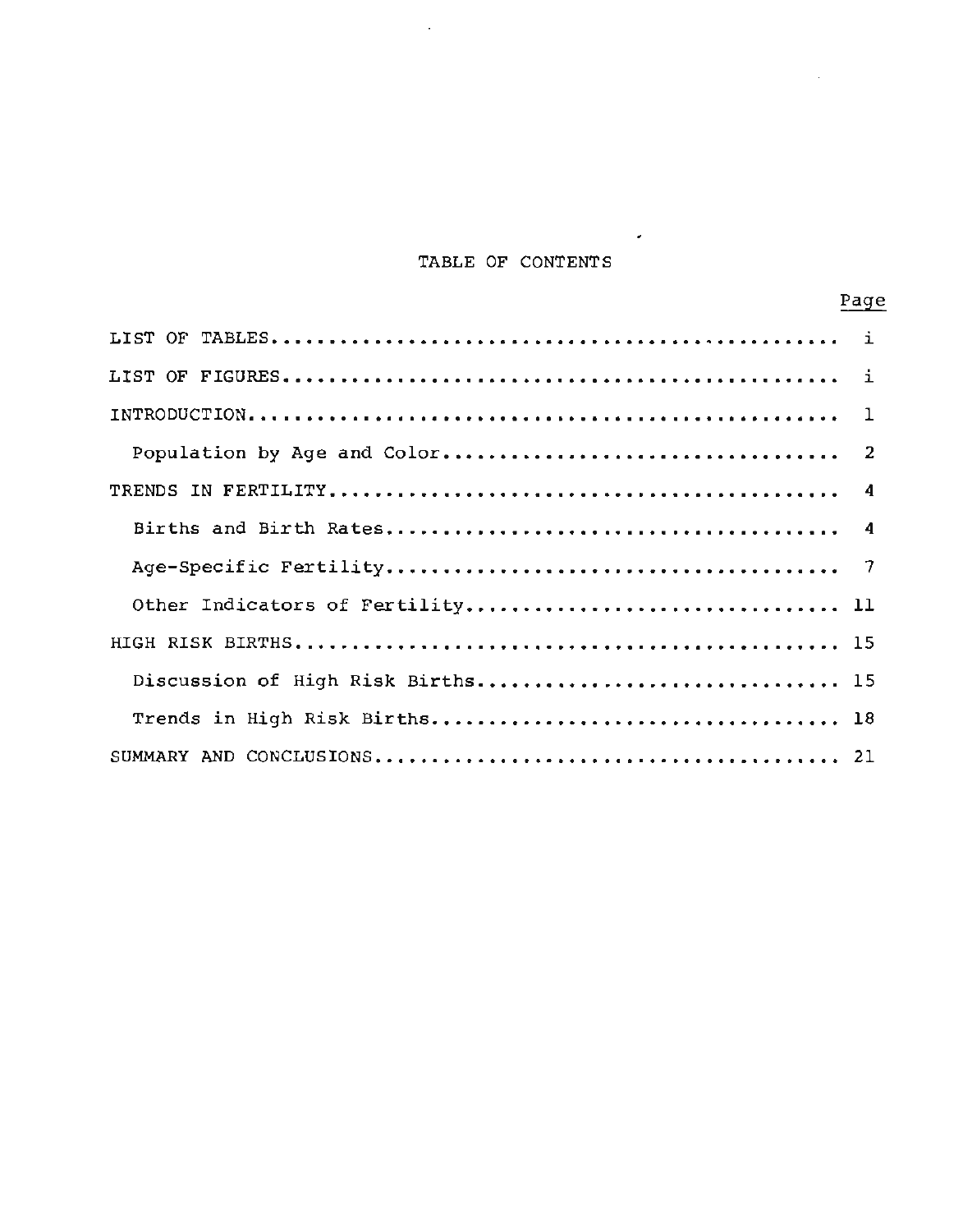# TABLE OF CONTENTS

| | Page |
|---|---|
| LIST OF TABLES | i |
| LIST OF FIGURES | i |
| INTRODUCTION | 1 |
| Population by Age and Color | 2 |
| TRENDS IN FERTILITY | 4 |
| Births and Birth Rates | 4 |
| Age-Specific Fertility | 7 |
| Other Indicators of Fertility | 11 |
| HIGH RISK BIRTHS | 15 |
| Discussion of High Risk Births | 15 |
| Trends in High Risk Births | 18 |
| SUMMARY AND CONCLUSIONS | 21 |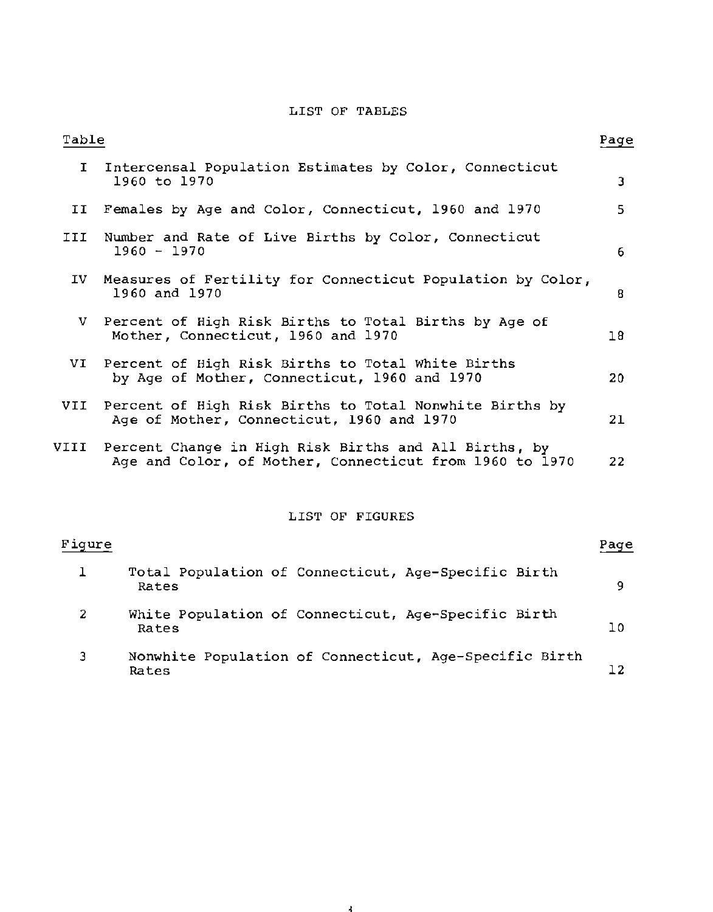## LIST OF TABLES

| Table | | Page |
|---|---|---|
| I | Intercensal Population Estimates by Color, Connecticut 1960 to 1970 | 3 |
| II | Females by Age and Color, Connecticut, 1960 and 1970 | 5 |
| III | Number and Rate of Live Births by Color, Connecticut 1960 - 1970 | 6 |
| IV | Measures of Fertility for Connecticut Population by Color, 1960 and 1970 | 8 |
| V | Percent of High Risk Births to Total Births by Age of Mother, Connecticut, 1960 and 1970 | 18 |
| VI | Percent of High Risk Births to Total White Births by Age of Mother, Connecticut, 1960 and 1970 | 20 |
| VII | Percent of High Risk Births to Total Nonwhite Births by Age of Mother, Connecticut, 1960 and 1970 | 21 |
| VIII | Percent Change in High Risk Births and All Births, by Age and Color, of Mother, Connecticut from 1960 to 1970 | 22 |

## LIST OF FIGURES

| Figure | | Page |
|---|---|---|
| 1 | Total Population of Connecticut, Age-Specific Birth Rates | 9 |
| 2 | White Population of Connecticut, Age-Specific Birth Rates | 10 |
| 3 | Nonwhite Population of Connecticut, Age-Specific Birth Rates | 12 |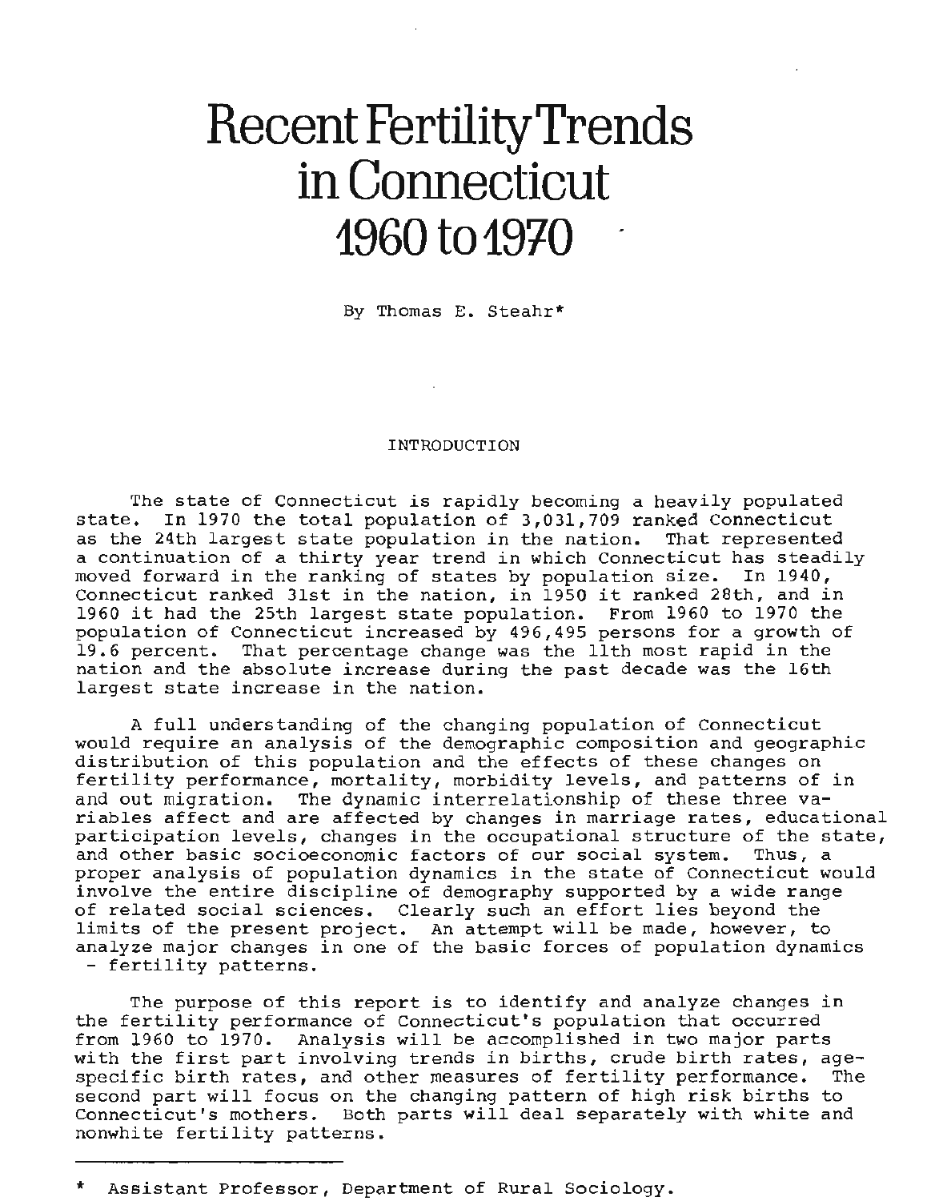# Recent Fertility Trends in Connecticut 1960 to 1970

By Thomas E. Steahr*

## INTRODUCTION

The state of Connecticut is rapidly becoming a heavily populated state. In 1970 the total population of 3,031,709 ranked Connecticut as the 24th largest state population in the nation. That represented a continuation of a thirty year trend in which Connecticut has steadily moved forward in the ranking of states by population size. In 1940, Connecticut ranked 31st in the nation, in 1950 it ranked 28th, and in 1960 it had the 25th largest state population. From 1960 to 1970 the population of Connecticut increased by 496,495 persons for a growth of 19.6 percent. That percentage change was the 11th most rapid in the nation and the absolute increase during the past decade was the 16th largest state increase in the nation.

A full understanding of the changing population of Connecticut would require an analysis of the demographic composition and geographic distribution of this population and the effects of these changes on fertility performance, mortality, morbidity levels, and patterns of in and out migration. The dynamic interrelationship of these three variables affect and are affected by changes in marriage rates, educational participation levels, changes in the occupational structure of the state, and other basic socioeconomic factors of our social system. Thus, a proper analysis of population dynamics in the state of Connecticut would involve the entire discipline of demography supported by a wide range of related social sciences. Clearly such an effort lies beyond the limits of the present project. An attempt will be made, however, to analyze major changes in one of the basic forces of population dynamics - fertility patterns.

The purpose of this report is to identify and analyze changes in the fertility performance of Connecticut's population that occurred from 1960 to 1970. Analysis will be accomplished in two major parts with the first part involving trends in births, crude birth rates, age-specific birth rates, and other measures of fertility performance. The second part will focus on the changing pattern of high risk births to Connecticut's mothers. Both parts will deal separately with white and nonwhite fertility patterns.

---

\* Assistant Professor, Department of Rural Sociology.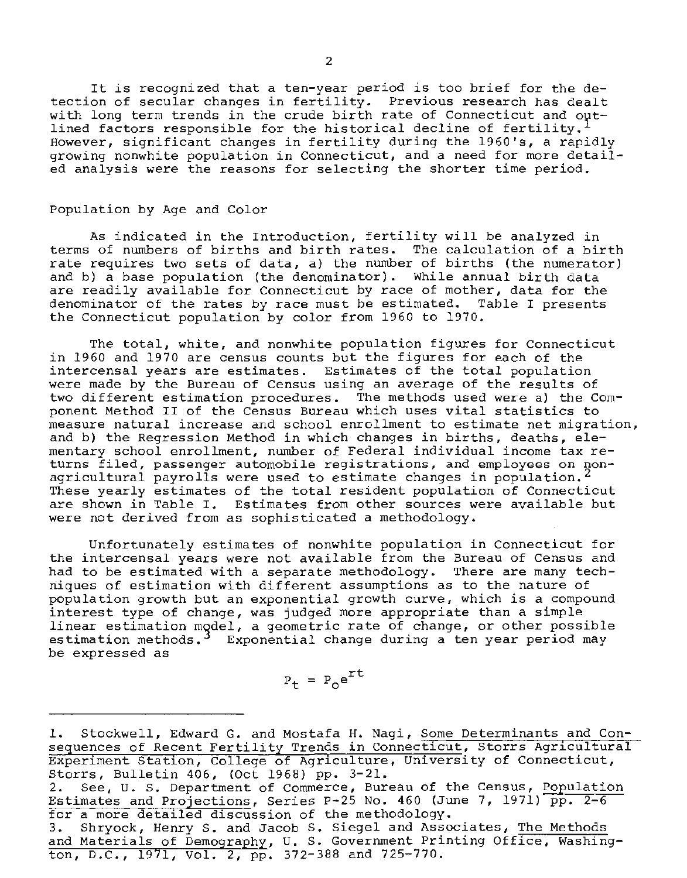It is recognized that a ten-year period is too brief for the detection of secular changes in fertility. Previous research has dealt with long term trends in the crude birth rate of Connecticut and outlined factors responsible for the historical decline of fertility.[1] However, significant changes in fertility during the 1960's, a rapidly growing nonwhite population in Connecticut, and a need for more detailed analysis were the reasons for selecting the shorter time period.

## Population by Age and Color

As indicated in the Introduction, fertility will be analyzed in terms of numbers of births and birth rates. The calculation of a birth rate requires two sets of data, a) the number of births (the numerator) and b) a base population (the denominator). While annual birth data are readily available for Connecticut by race of mother, data for the denominator of the rates by race must be estimated. Table I presents the Connecticut population by color from 1960 to 1970.

The total, white, and nonwhite population figures for Connecticut in 1960 and 1970 are census counts but the figures for each of the intercensal years are estimates. Estimates of the total population were made by the Bureau of Census using an average of the results of two different estimation procedures. The methods used were a) the Component Method II of the Census Bureau which uses vital statistics to measure natural increase and school enrollment to estimate net migration, and b) the Regression Method in which changes in births, deaths, elementary school enrollment, number of Federal individual income tax returns filed, passenger automobile registrations, and employees on nonagricultural payrolls were used to estimate changes in population.[2] These yearly estimates of the total resident population of Connecticut are shown in Table I. Estimates from other sources were available but were not derived from as sophisticated a methodology.

Unfortunately estimates of nonwhite population in Connecticut for the intercensal years were not available from the Bureau of Census and had to be estimated with a separate methodology. There are many techniques of estimation with different assumptions as to the nature of population growth but an exponential growth curve, which is a compound interest type of change, was judged more appropriate than a simple linear estimation model, a geometric rate of change, or other possible estimation methods.[3] Exponential change during a ten year period may be expressed as

$$P_t = P_o e^{rt}$$

---

1. Stockwell, Edward G. and Mostafa H. Nagi, Some Determinants and Consequences of Recent Fertility Trends in Connecticut, Storrs Agricultural Experiment Station, College of Agriculture, University of Connecticut, Storrs, Bulletin 406, (Oct 1968) pp. 3-21.
2. See, U. S. Department of Commerce, Bureau of the Census, Population Estimates and Projections, Series P-25 No. 460 (June 7, 1971) pp. 2-6 for a more detailed discussion of the methodology.
3. Shryock, Henry S. and Jacob S. Siegel and Associates, The Methods and Materials of Demography, U. S. Government Printing Office, Washington, D.C., 1971, Vol. 2, pp. 372-388 and 725-770.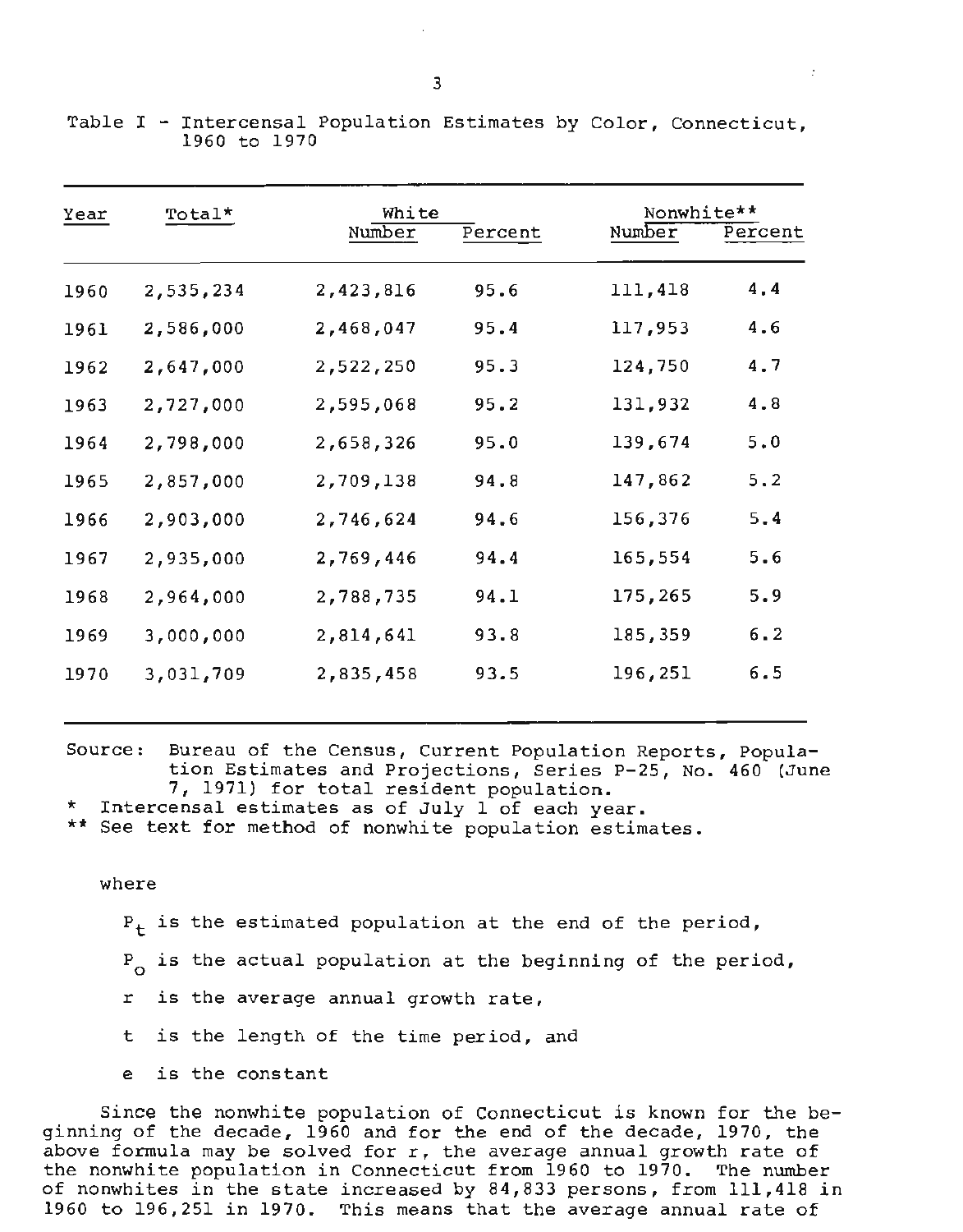Table I - Intercensal Population Estimates by Color, Connecticut, 1960 to 1970

| Year | Total* | White | | Nonwhite** | |
|---|---|---|---|---|---|
| | | Number | Percent | Number | Percent |
| 1960 | 2,535,234 | 2,423,816 | 95.6 | 111,418 | 4.4 |
| 1961 | 2,586,000 | 2,468,047 | 95.4 | 117,953 | 4.6 |
| 1962 | 2,647,000 | 2,522,250 | 95.3 | 124,750 | 4.7 |
| 1963 | 2,727,000 | 2,595,068 | 95.2 | 131,932 | 4.8 |
| 1964 | 2,798,000 | 2,658,326 | 95.0 | 139,674 | 5.0 |
| 1965 | 2,857,000 | 2,709,138 | 94.8 | 147,862 | 5.2 |
| 1966 | 2,903,000 | 2,746,624 | 94.6 | 156,376 | 5.4 |
| 1967 | 2,935,000 | 2,769,446 | 94.4 | 165,554 | 5.6 |
| 1968 | 2,964,000 | 2,788,735 | 94.1 | 175,265 | 5.9 |
| 1969 | 3,000,000 | 2,814,641 | 93.8 | 185,359 | 6.2 |
| 1970 | 3,031,709 | 2,835,458 | 93.5 | 196,251 | 6.5 |

Source: Bureau of the Census, Current Population Reports, Population Estimates and Projections, Series P-25, No. 460 (June 7, 1971) for total resident population.

\* Intercensal estimates as of July 1 of each year.

\*\* See text for method of nonwhite population estimates.

where

$P_t$ is the estimated population at the end of the period,

$P_o$ is the actual population at the beginning of the period,

$r$ is the average annual growth rate,

$t$ is the length of the time period, and

$e$ is the constant

Since the nonwhite population of Connecticut is known for the beginning of the decade, 1960 and for the end of the decade, 1970, the above formula may be solved for r, the average annual growth rate of the nonwhite population in Connecticut from 1960 to 1970. The number of nonwhites in the state increased by 84,833 persons, from 111,418 in 1960 to 196,251 in 1970. This means that the average annual rate of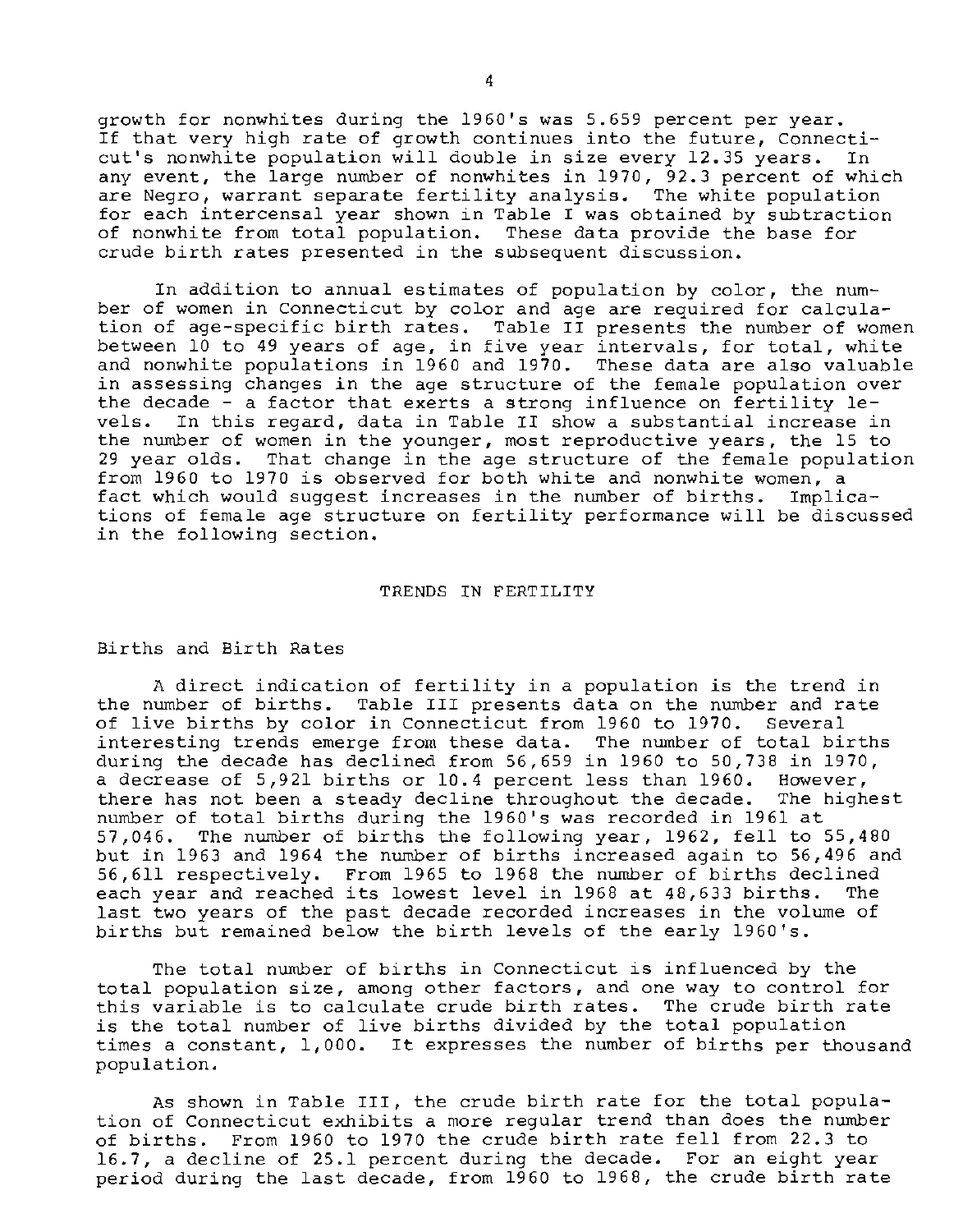growth for nonwhites during the 1960's was 5.659 percent per year. If that very high rate of growth continues into the future, Connecticut's nonwhite population will double in size every 12.35 years. In any event, the large number of nonwhites in 1970, 92.3 percent of which are Negro, warrant separate fertility analysis. The white population for each intercensal year shown in Table I was obtained by subtraction of nonwhite from total population. These data provide the base for crude birth rates presented in the subsequent discussion.

In addition to annual estimates of population by color, the number of women in Connecticut by color and age are required for calculation of age-specific birth rates. Table II presents the number of women between 10 to 49 years of age, in five year intervals, for total, white and nonwhite populations in 1960 and 1970. These data are also valuable in assessing changes in the age structure of the female population over the decade - a factor that exerts a strong influence on fertility levels. In this regard, data in Table II show a substantial increase in the number of women in the younger, most reproductive years, the 15 to 29 year olds. That change in the age structure of the female population from 1960 to 1970 is observed for both white and nonwhite women, a fact which would suggest increases in the number of births. Implications of female age structure on fertility performance will be discussed in the following section.

## TRENDS IN FERTILITY

### Births and Birth Rates

A direct indication of fertility in a population is the trend in the number of births. Table III presents data on the number and rate of live births by color in Connecticut from 1960 to 1970. Several interesting trends emerge from these data. The number of total births during the decade has declined from 56,659 in 1960 to 50,738 in 1970, a decrease of 5,921 births or 10.4 percent less than 1960. However, there has not been a steady decline throughout the decade. The highest number of total births during the 1960's was recorded in 1961 at 57,046. The number of births the following year, 1962, fell to 55,480 but in 1963 and 1964 the number of births increased again to 56,496 and 56,611 respectively. From 1965 to 1968 the number of births declined each year and reached its lowest level in 1968 at 48,633 births. The last two years of the past decade recorded increases in the volume of births but remained below the birth levels of the early 1960's.

The total number of births in Connecticut is influenced by the total population size, among other factors, and one way to control for this variable is to calculate crude birth rates. The crude birth rate is the total number of live births divided by the total population times a constant, 1,000. It expresses the number of births per thousand population.

As shown in Table III, the crude birth rate for the total population of Connecticut exhibits a more regular trend than does the number of births. From 1960 to 1970 the crude birth rate fell from 22.3 to 16.7, a decline of 25.1 percent during the decade. For an eight year period during the last decade, from 1960 to 1968, the crude birth rate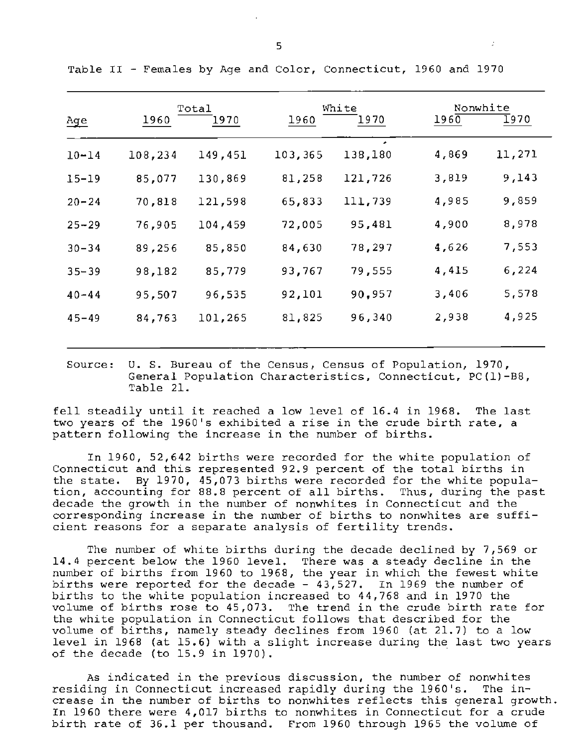Table II - Females by Age and Color, Connecticut, 1960 and 1970

| Age | Total | | White | | Nonwhite | |
|---|---|---|---|---|---|---|
| | 1960 | 1970 | 1960 | 1970 | 1960 | 1970 |
| 10-14 | 108,234 | 149,451 | 103,365 | 138,180 | 4,869 | 11,271 |
| 15-19 | 85,077 | 130,869 | 81,258 | 121,726 | 3,819 | 9,143 |
| 20-24 | 70,818 | 121,598 | 65,833 | 111,739 | 4,985 | 9,859 |
| 25-29 | 76,905 | 104,459 | 72,005 | 95,481 | 4,900 | 8,978 |
| 30-34 | 89,256 | 85,850 | 84,630 | 78,297 | 4,626 | 7,553 |
| 35-39 | 98,182 | 85,779 | 93,767 | 79,555 | 4,415 | 6,224 |
| 40-44 | 95,507 | 96,535 | 92,101 | 90,957 | 3,406 | 5,578 |
| 45-49 | 84,763 | 101,265 | 81,825 | 96,340 | 2,938 | 4,925 |

Source: U. S. Bureau of the Census, Census of Population, 1970, General Population Characteristics, Connecticut, PC(1)-B8, Table 21.

fell steadily until it reached a low level of 16.4 in 1968. The last two years of the 1960's exhibited a rise in the crude birth rate, a pattern following the increase in the number of births.

In 1960, 52,642 births were recorded for the white population of Connecticut and this represented 92.9 percent of the total births in the state. By 1970, 45,073 births were recorded for the white population, accounting for 88.8 percent of all births. Thus, during the past decade the growth in the number of nonwhites in Connecticut and the corresponding increase in the number of births to nonwhites are sufficient reasons for a separate analysis of fertility trends.

The number of white births during the decade declined by 7,569 or 14.4 percent below the 1960 level. There was a steady decline in the number of births from 1960 to 1968, the year in which the fewest white births were reported for the decade - 43,527. In 1969 the number of births to the white population increased to 44,768 and in 1970 the volume of births rose to 45,073. The trend in the crude birth rate for the white population in Connecticut follows that described for the volume of births, namely steady declines from 1960 (at 21.7) to a low level in 1968 (at 15.6) with a slight increase during the last two years of the decade (to 15.9 in 1970).

As indicated in the previous discussion, the number of nonwhites residing in Connecticut increased rapidly during the 1960's. The increase in the number of births to nonwhites reflects this general growth. In 1960 there were 4,017 births to nonwhites in Connecticut for a crude birth rate of 36.1 per thousand. From 1960 through 1965 the volume of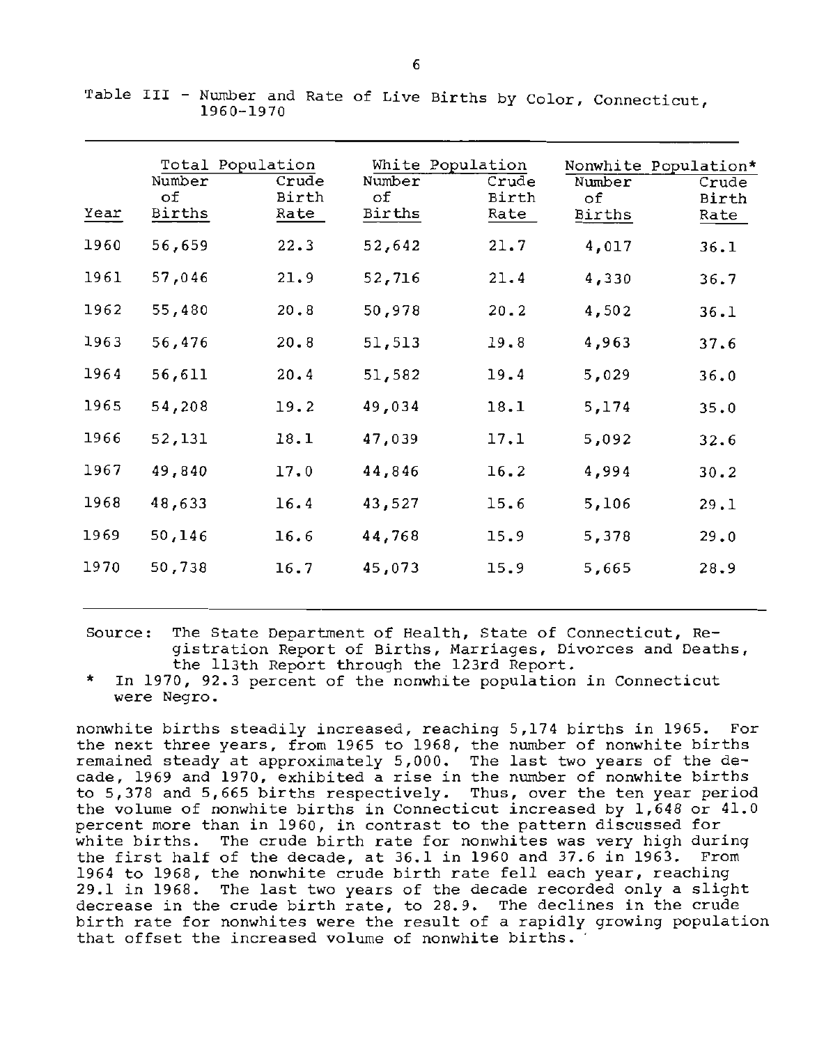Table III - Number and Rate of Live Births by Color, Connecticut, 1960-1970

| Year | Total Population | | White Population | | Nonwhite Population* | |
|---|---|---|---|---|---|---|
| | Number of Births | Crude Birth Rate | Number of Births | Crude Birth Rate | Number of Births | Crude Birth Rate |
| 1960 | 56,659 | 22.3 | 52,642 | 21.7 | 4,017 | 36.1 |
| 1961 | 57,046 | 21.9 | 52,716 | 21.4 | 4,330 | 36.7 |
| 1962 | 55,480 | 20.8 | 50,978 | 20.2 | 4,502 | 36.1 |
| 1963 | 56,476 | 20.8 | 51,513 | 19.8 | 4,963 | 37.6 |
| 1964 | 56,611 | 20.4 | 51,582 | 19.4 | 5,029 | 36.0 |
| 1965 | 54,208 | 19.2 | 49,034 | 18.1 | 5,174 | 35.0 |
| 1966 | 52,131 | 18.1 | 47,039 | 17.1 | 5,092 | 32.6 |
| 1967 | 49,840 | 17.0 | 44,846 | 16.2 | 4,994 | 30.2 |
| 1968 | 48,633 | 16.4 | 43,527 | 15.6 | 5,106 | 29.1 |
| 1969 | 50,146 | 16.6 | 44,768 | 15.9 | 5,378 | 29.0 |
| 1970 | 50,738 | 16.7 | 45,073 | 15.9 | 5,665 | 28.9 |

Source: The State Department of Health, State of Connecticut, Registration Report of Births, Marriages, Divorces and Deaths, the 113th Report through the 123rd Report.

\* In 1970, 92.3 percent of the nonwhite population in Connecticut were Negro.

nonwhite births steadily increased, reaching 5,174 births in 1965. For the next three years, from 1965 to 1968, the number of nonwhite births remained steady at approximately 5,000. The last two years of the decade, 1969 and 1970, exhibited a rise in the number of nonwhite births to 5,378 and 5,665 births respectively. Thus, over the ten year period the volume of nonwhite births in Connecticut increased by 1,648 or 41.0 percent more than in 1960, in contrast to the pattern discussed for white births. The crude birth rate for nonwhites was very high during the first half of the decade, at 36.1 in 1960 and 37.6 in 1963. From 1964 to 1968, the nonwhite crude birth rate fell each year, reaching 29.1 in 1968. The last two years of the decade recorded only a slight decrease in the crude birth rate, to 28.9. The declines in the crude birth rate for nonwhites were the result of a rapidly growing population that offset the increased volume of nonwhite births.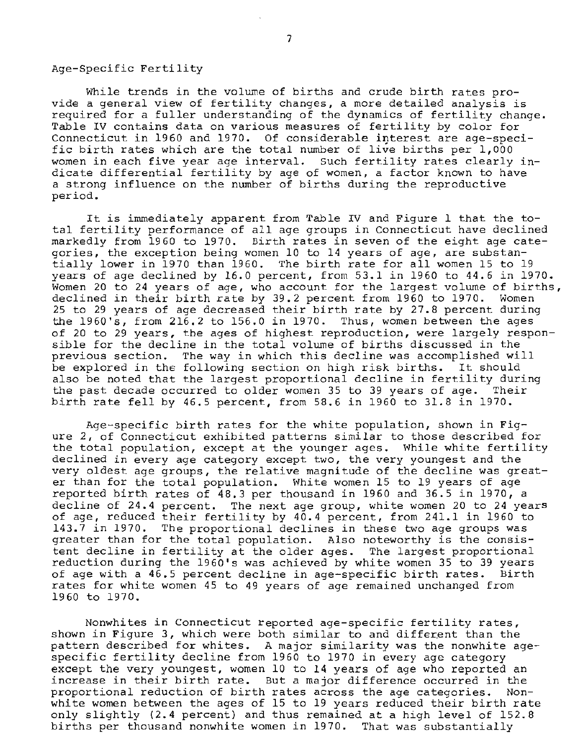## Age-Specific Fertility

While trends in the volume of births and crude birth rates provide a general view of fertility changes, a more detailed analysis is required for a fuller understanding of the dynamics of fertility change. Table IV contains data on various measures of fertility by color for Connecticut in 1960 and 1970. Of considerable interest are age-specific birth rates which are the total number of live births per 1,000 women in each five year age interval. Such fertility rates clearly indicate differential fertility by age of women, a factor known to have a strong influence on the number of births during the reproductive period.

It is immediately apparent from Table IV and Figure 1 that the total fertility performance of all age groups in Connecticut have declined markedly from 1960 to 1970. Birth rates in seven of the eight age categories, the exception being women 10 to 14 years of age, are substantially lower in 1970 than 1960. The birth rate for all women 15 to 19 years of age declined by 16.0 percent, from 53.1 in 1960 to 44.6 in 1970. Women 20 to 24 years of age, who account for the largest volume of births, declined in their birth rate by 39.2 percent from 1960 to 1970. Women 25 to 29 years of age decreased their birth rate by 27.8 percent during the 1960's, from 216.2 to 156.0 in 1970. Thus, women between the ages of 20 to 29 years, the ages of highest reproduction, were largely responsible for the decline in the total volume of births discussed in the previous section. The way in which this decline was accomplished will be explored in the following section on high risk births. It should also be noted that the largest proportional decline in fertility during the past decade occurred to older women 35 to 39 years of age. Their birth rate fell by 46.5 percent, from 58.6 in 1960 to 31.8 in 1970.

Age-specific birth rates for the white population, shown in Figure 2, of Connecticut exhibited patterns similar to those described for the total population, except at the younger ages. While white fertility declined in every age category except two, the very youngest and the very oldest age groups, the relative magnitude of the decline was greater than for the total population. White women 15 to 19 years of age reported birth rates of 48.3 per thousand in 1960 and 36.5 in 1970, a decline of 24.4 percent. The next age group, white women 20 to 24 years of age, reduced their fertility by 40.4 percent, from 241.1 in 1960 to 143.7 in 1970. The proportional declines in these two age groups was greater than for the total population. Also noteworthy is the consistent decline in fertility at the older ages. The largest proportional reduction during the 1960's was achieved by white women 35 to 39 years of age with a 46.5 percent decline in age-specific birth rates. Birth rates for white women 45 to 49 years of age remained unchanged from 1960 to 1970.

Nonwhites in Connecticut reported age-specific fertility rates, shown in Figure 3, which were both similar to and different than the pattern described for whites. A major similarity was the nonwhite age-specific fertility decline from 1960 to 1970 in every age category except the very youngest, women 10 to 14 years of age who reported an increase in their birth rate. But a major difference occurred in the proportional reduction of birth rates across the age categories. Nonwhite women between the ages of 15 to 19 years reduced their birth rate only slightly (2.4 percent) and thus remained at a high level of 152.8 births per thousand nonwhite women in 1970. That was substantially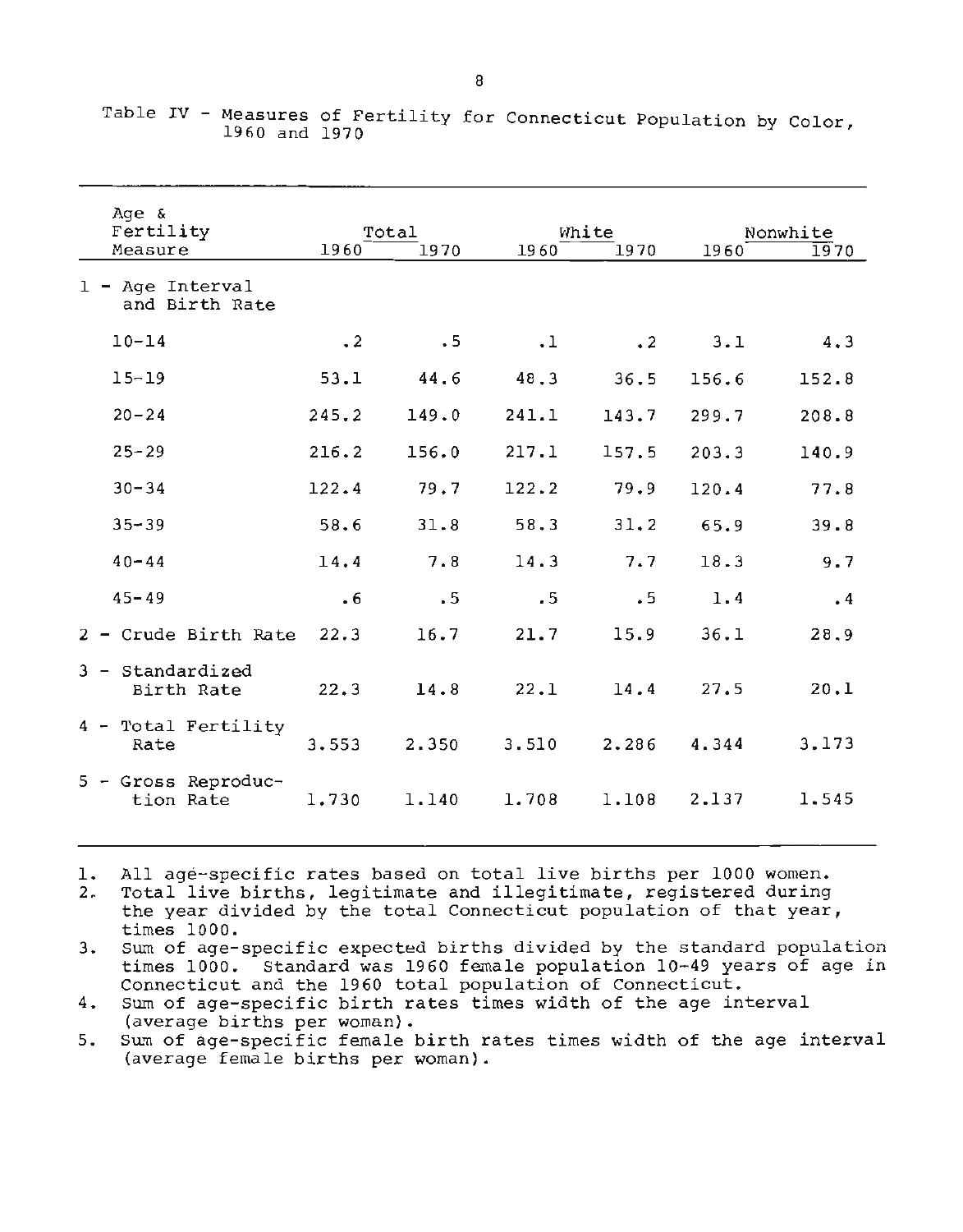Table IV - Measures of Fertility for Connecticut Population by Color, 1960 and 1970

| Age & Fertility Measure | Total | | White | | Nonwhite | |
|---|---|---|---|---|---|---|
| | 1960 | 1970 | 1960 | 1970 | 1960 | 1970 |
| 1 - Age Interval and Birth Rate | | | | | | |
| 10-14 | .2 | .5 | .1 | .2 | 3.1 | 4.3 |
| 15-19 | 53.1 | 44.6 | 48.3 | 36.5 | 156.6 | 152.8 |
| 20-24 | 245.2 | 149.0 | 241.1 | 143.7 | 299.7 | 208.8 |
| 25-29 | 216.2 | 156.0 | 217.1 | 157.5 | 203.3 | 140.9 |
| 30-34 | 122.4 | 79.7 | 122.2 | 79.9 | 120.4 | 77.8 |
| 35-39 | 58.6 | 31.8 | 58.3 | 31.2 | 65.9 | 39.8 |
| 40-44 | 14.4 | 7.8 | 14.3 | 7.7 | 18.3 | 9.7 |
| 45-49 | .6 | .5 | .5 | .5 | 1.4 | .4 |
| 2 - Crude Birth Rate | 22.3 | 16.7 | 21.7 | 15.9 | 36.1 | 28.9 |
| 3 - Standardized Birth Rate | 22.3 | 14.8 | 22.1 | 14.4 | 27.5 | 20.1 |
| 4 - Total Fertility Rate | 3.553 | 2.350 | 3.510 | 2.286 | 4.344 | 3.173 |
| 5 - Gross Reproduction Rate | 1.730 | 1.140 | 1.708 | 1.108 | 2.137 | 1.545 |

1. All age-specific rates based on total live births per 1000 women.
2. Total live births, legitimate and illegitimate, registered during the year divided by the total Connecticut population of that year, times 1000.
3. Sum of age-specific expected births divided by the standard population times 1000. Standard was 1960 female population 10-49 years of age in Connecticut and the 1960 total population of Connecticut.
4. Sum of age-specific birth rates times width of the age interval (average births per woman).
5. Sum of age-specific female birth rates times width of the age interval (average female births per woman).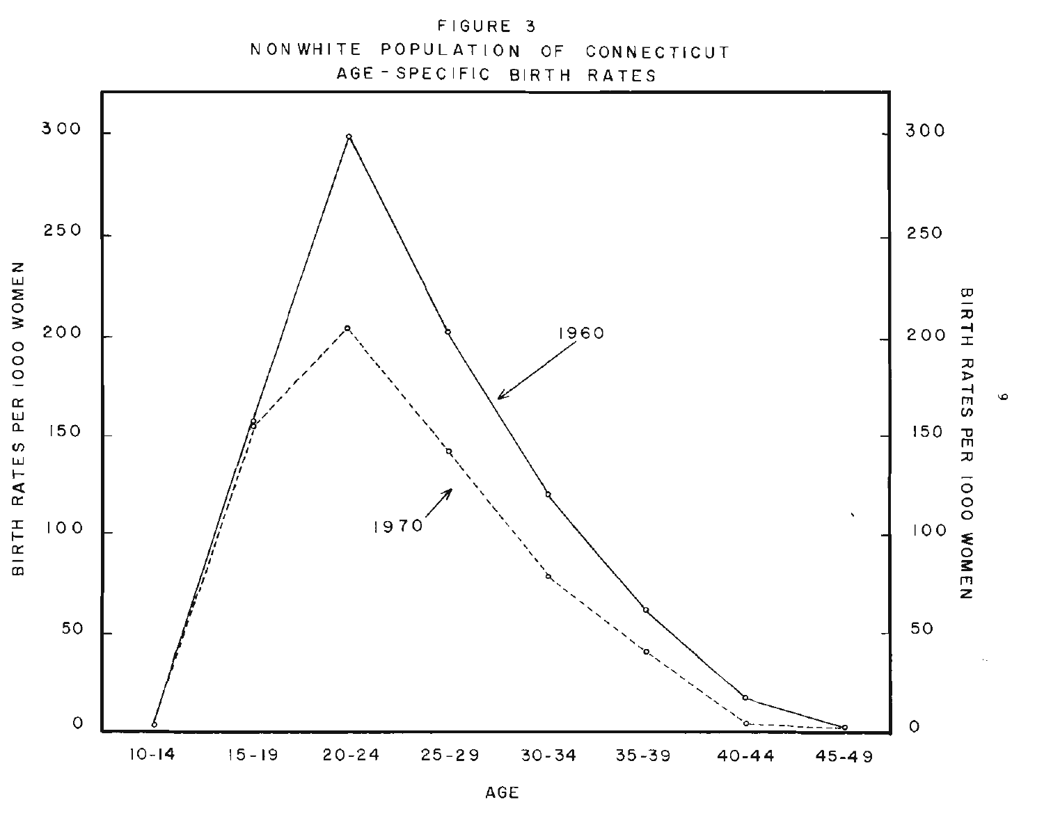FIGURE 3

NONWHITE POPULATION OF CONNECTICUT

AGE-SPECIFIC BIRTH RATES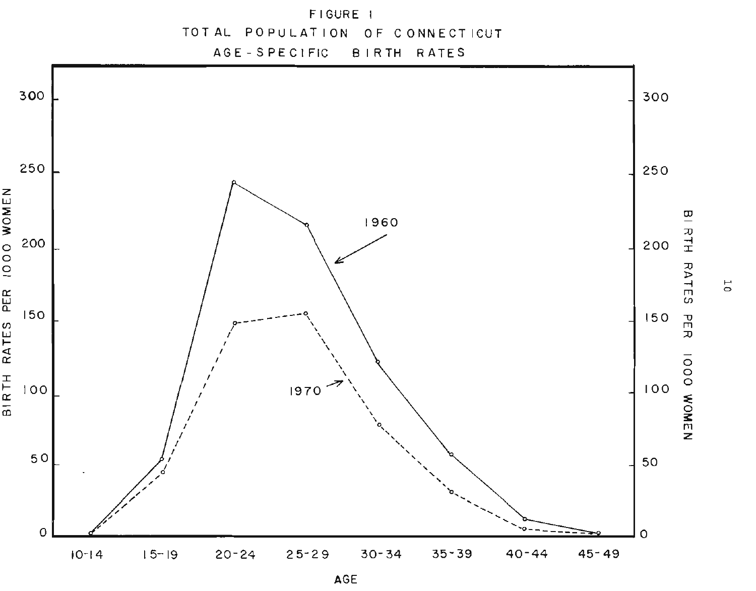FIGURE 1

TOTAL POPULATION OF CONNECTICUT

AGE-SPECIFIC BIRTH RATES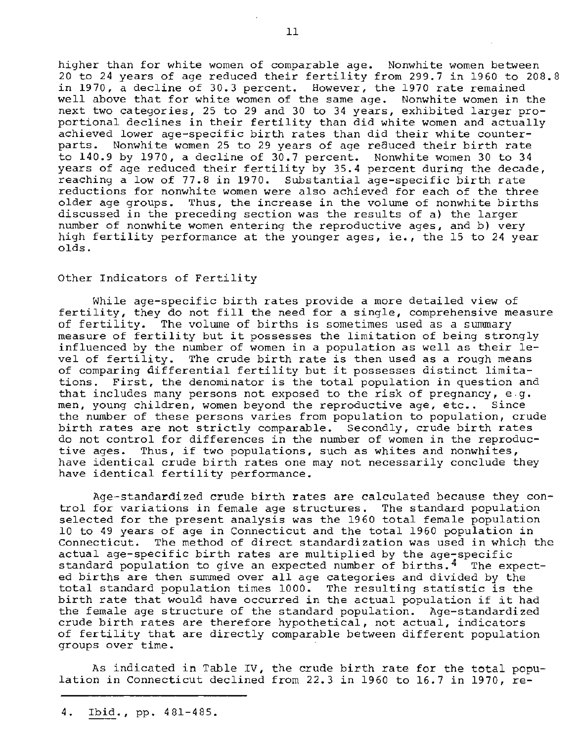higher than for white women of comparable age. Nonwhite women between 20 to 24 years of age reduced their fertility from 299.7 in 1960 to 208.8 in 1970, a decline of 30.3 percent. However, the 1970 rate remained well above that for white women of the same age. Nonwhite women in the next two categories, 25 to 29 and 30 to 34 years, exhibited larger proportional declines in their fertility than did white women and actually achieved lower age-specific birth rates than did their white counterparts. Nonwhite women 25 to 29 years of age reduced their birth rate to 140.9 by 1970, a decline of 30.7 percent. Nonwhite women 30 to 34 years of age reduced their fertility by 35.4 percent during the decade, reaching a low of 77.8 in 1970. Substantial age-specific birth rate reductions for nonwhite women were also achieved for each of the three older age groups. Thus, the increase in the volume of nonwhite births discussed in the preceding section was the results of a) the larger number of nonwhite women entering the reproductive ages, and b) very high fertility performance at the younger ages, ie., the 15 to 24 year olds.

## Other Indicators of Fertility

While age-specific birth rates provide a more detailed view of fertility, they do not fill the need for a single, comprehensive measure of fertility. The volume of births is sometimes used as a summary measure of fertility but it possesses the limitation of being strongly influenced by the number of women in a population as well as their level of fertility. The crude birth rate is then used as a rough means of comparing differential fertility but it possesses distinct limitations. First, the denominator is the total population in question and that includes many persons not exposed to the risk of pregnancy, e.g. men, young children, women beyond the reproductive age, etc.. Since the number of these persons varies from population to population, crude birth rates are not strictly comparable. Secondly, crude birth rates do not control for differences in the number of women in the reproductive ages. Thus, if two populations, such as whites and nonwhites, have identical crude birth rates one may not necessarily conclude they have identical fertility performance.

Age-standardized crude birth rates are calculated because they control for variations in female age structures. The standard population selected for the present analysis was the 1960 total female population 10 to 49 years of age in Connecticut and the total 1960 population in Connecticut. The method of direct standardization was used in which the actual age-specific birth rates are multiplied by the age-specific standard population to give an expected number of births.[4] The expected births are then summed over all age categories and divided by the total standard population times 1000. The resulting statistic is the birth rate that would have occurred in the actual population if it had the female age structure of the standard population. Age-standardized crude birth rates are therefore hypothetical, not actual, indicators of fertility that are directly comparable between different population groups over time.

As indicated in Table IV, the crude birth rate for the total population in Connecticut declined from 22.3 in 1960 to 16.7 in 1970, re-

---

4. Ibid., pp. 481-485.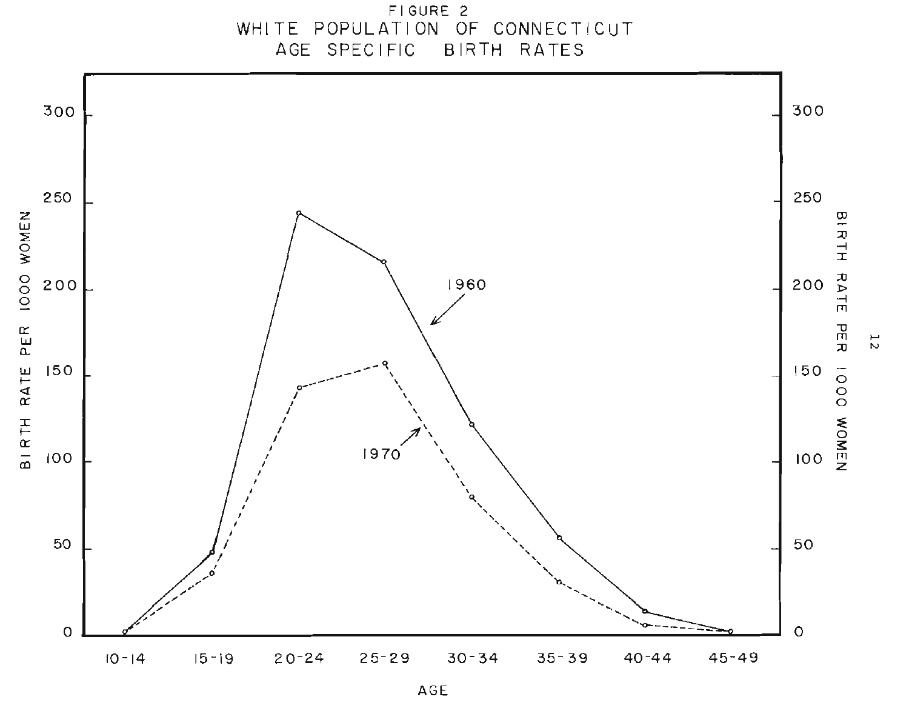FIGURE 2

WHITE POPULATION OF CONNECTICUT

AGE SPECIFIC BIRTH RATES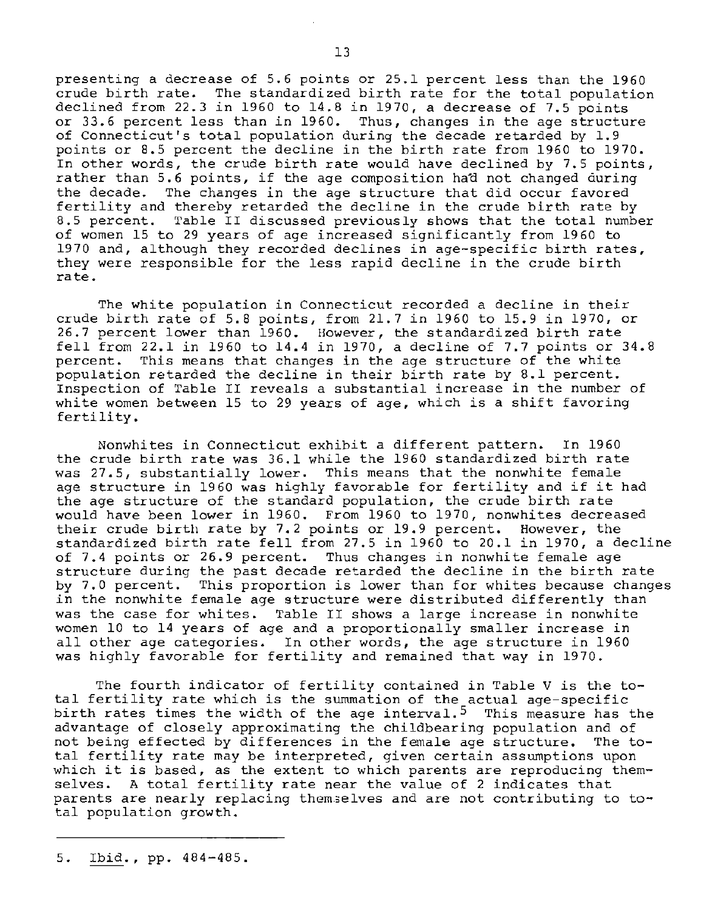presenting a decrease of 5.6 points or 25.1 percent less than the 1960 crude birth rate. The standardized birth rate for the total population declined from 22.3 in 1960 to 14.8 in 1970, a decrease of 7.5 points or 33.6 percent less than in 1960. Thus, changes in the age structure of Connecticut's total population during the decade retarded by 1.9 points or 8.5 percent the decline in the birth rate from 1960 to 1970. In other words, the crude birth rate would have declined by 7.5 points, rather than 5.6 points, if the age composition had not changed during the decade. The changes in the age structure that did occur favored fertility and thereby retarded the decline in the crude birth rate by 8.5 percent. Table II discussed previously shows that the total number of women 15 to 29 years of age increased significantly from 1960 to 1970 and, although they recorded declines in age-specific birth rates, they were responsible for the less rapid decline in the crude birth rate.

The white population in Connecticut recorded a decline in their crude birth rate of 5.8 points, from 21.7 in 1960 to 15.9 in 1970, or 26.7 percent lower than 1960. However, the standardized birth rate fell from 22.1 in 1960 to 14.4 in 1970, a decline of 7.7 points or 34.8 percent. This means that changes in the age structure of the white population retarded the decline in their birth rate by 8.1 percent. Inspection of Table II reveals a substantial increase in the number of white women between 15 to 29 years of age, which is a shift favoring fertility.

Nonwhites in Connecticut exhibit a different pattern. In 1960 the crude birth rate was 36.1 while the 1960 standardized birth rate was 27.5, substantially lower. This means that the nonwhite female age structure in 1960 was highly favorable for fertility and if it had the age structure of the standard population, the crude birth rate would have been lower in 1960. From 1960 to 1970, nonwhites decreased their crude birth rate by 7.2 points or 19.9 percent. However, the standardized birth rate fell from 27.5 in 1960 to 20.1 in 1970, a decline of 7.4 points or 26.9 percent. Thus changes in nonwhite female age structure during the past decade retarded the decline in the birth rate by 7.0 percent. This proportion is lower than for whites because changes in the nonwhite female age structure were distributed differently than was the case for whites. Table II shows a large increase in nonwhite women 10 to 14 years of age and a proportionally smaller increase in all other age categories. In other words, the age structure in 1960 was highly favorable for fertility and remained that way in 1970.

The fourth indicator of fertility contained in Table V is the total fertility rate which is the summation of the actual age-specific birth rates times the width of the age interval.[5] This measure has the advantage of closely approximating the childbearing population and of not being effected by differences in the female age structure. The total fertility rate may be interpreted, given certain assumptions upon which it is based, as the extent to which parents are reproducing themselves. A total fertility rate near the value of 2 indicates that parents are nearly replacing themselves and are not contributing to total population growth.

---

5. Ibid., pp. 484-485.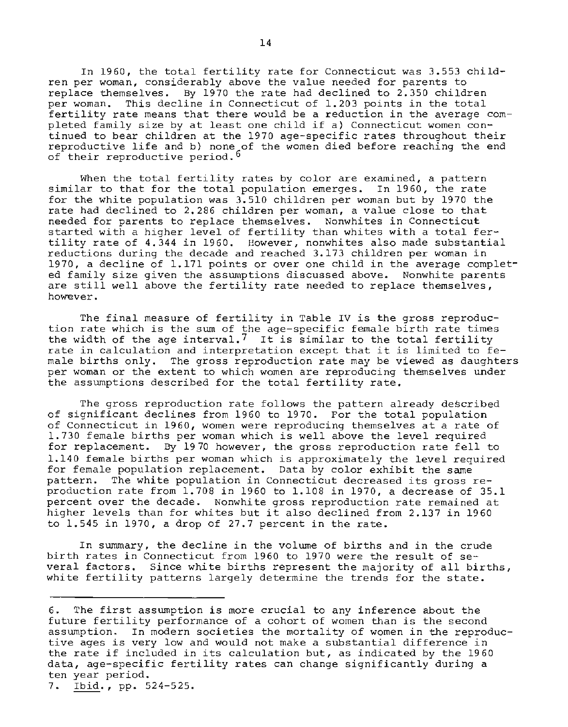In 1960, the total fertility rate for Connecticut was 3.553 children per woman, considerably above the value needed for parents to replace themselves. By 1970 the rate had declined to 2.350 children per woman. This decline in Connecticut of 1.203 points in the total fertility rate means that there would be a reduction in the average completed family size by at least one child if a) Connecticut women continued to bear children at the 1970 age-specific rates throughout their reproductive life and b) none of the women died before reaching the end of their reproductive period.[6]

When the total fertility rates by color are examined, a pattern similar to that for the total population emerges. In 1960, the rate for the white population was 3.510 children per woman but by 1970 the rate had declined to 2.286 children per woman, a value close to that needed for parents to replace themselves. Nonwhites in Connecticut started with a higher level of fertility than whites with a total fertility rate of 4.344 in 1960. However, nonwhites also made substantial reductions during the decade and reached 3.173 children per woman in 1970, a decline of 1.171 points or over one child in the average completed family size given the assumptions discussed above. Nonwhite parents are still well above the fertility rate needed to replace themselves, however.

The final measure of fertility in Table IV is the gross reproduction rate which is the sum of the age-specific female birth rate times the width of the age interval.[7] It is similar to the total fertility rate in calculation and interpretation except that it is limited to female births only. The gross reproduction rate may be viewed as daughters per woman or the extent to which women are reproducing themselves under the assumptions described for the total fertility rate.

The gross reproduction rate follows the pattern already described of significant declines from 1960 to 1970. For the total population of Connecticut in 1960, women were reproducing themselves at a rate of 1.730 female births per woman which is well above the level required for replacement. By 1970 however, the gross reproduction rate fell to 1.140 female births per woman which is approximately the level required for female population replacement. Data by color exhibit the same pattern. The white population in Connecticut decreased its gross reproduction rate from 1.708 in 1960 to 1.108 in 1970, a decrease of 35.1 percent over the decade. Nonwhite gross reproduction rate remained at higher levels than for whites but it also declined from 2.137 in 1960 to 1.545 in 1970, a drop of 27.7 percent in the rate.

In summary, the decline in the volume of births and in the crude birth rates in Connecticut from 1960 to 1970 were the result of several factors. Since white births represent the majority of all births, white fertility patterns largely determine the trends for the state.

---

6. The first assumption is more crucial to any inference about the future fertility performance of a cohort of women than is the second assumption. In modern societies the mortality of women in the reproductive ages is very low and would not make a substantial difference in the rate if included in its calculation but, as indicated by the 1960 data, age-specific fertility rates can change significantly during a ten year period.

7. *Ibid.*, pp. 524-525.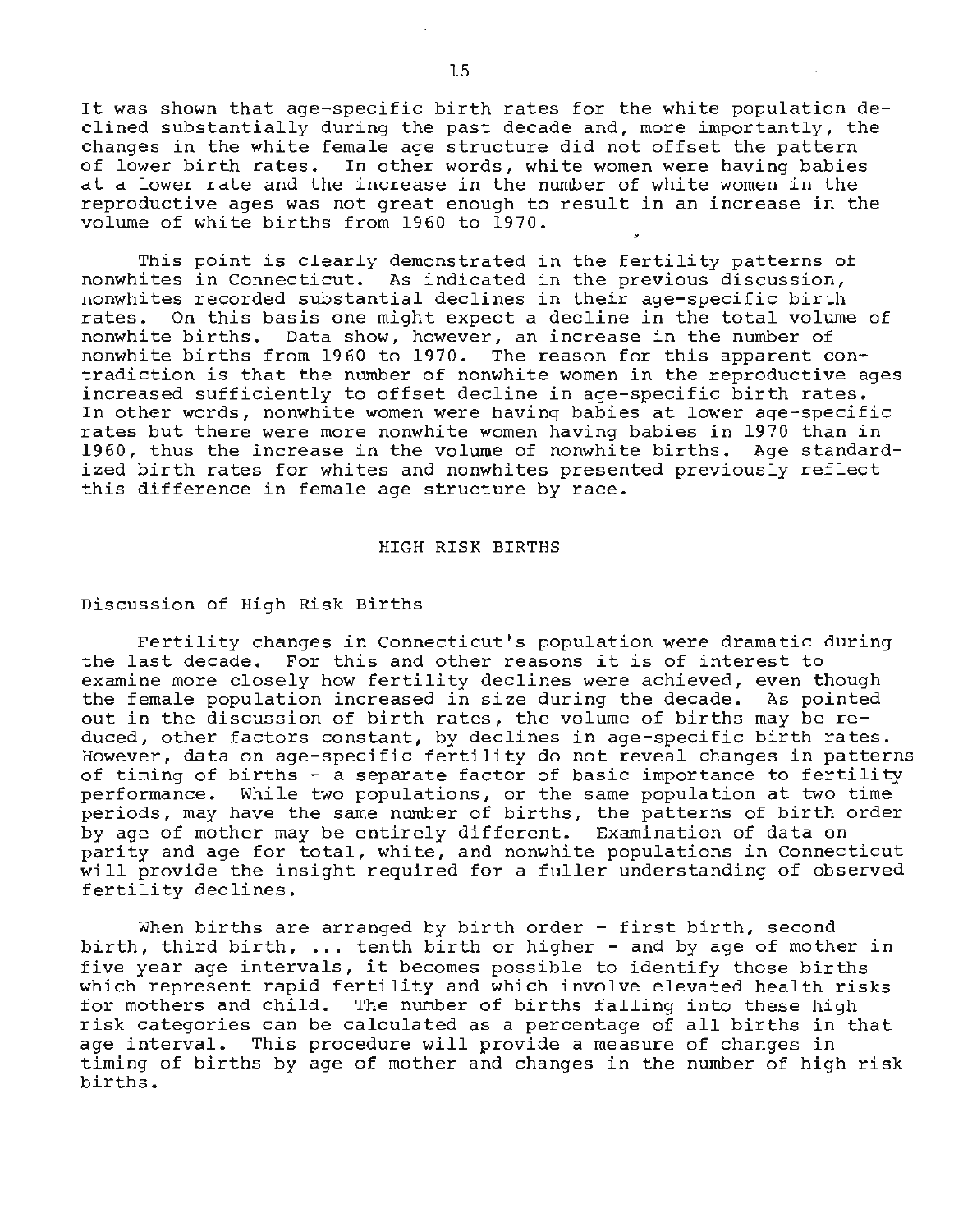It was shown that age-specific birth rates for the white population declined substantially during the past decade and, more importantly, the changes in the white female age structure did not offset the pattern of lower birth rates. In other words, white women were having babies at a lower rate and the increase in the number of white women in the reproductive ages was not great enough to result in an increase in the volume of white births from 1960 to 1970.

This point is clearly demonstrated in the fertility patterns of nonwhites in Connecticut. As indicated in the previous discussion, nonwhites recorded substantial declines in their age-specific birth rates. On this basis one might expect a decline in the total volume of nonwhite births. Data show, however, an increase in the number of nonwhite births from 1960 to 1970. The reason for this apparent contradiction is that the number of nonwhite women in the reproductive ages increased sufficiently to offset decline in age-specific birth rates. In other words, nonwhite women were having babies at lower age-specific rates but there were more nonwhite women having babies in 1970 than in 1960, thus the increase in the volume of nonwhite births. Age standardized birth rates for whites and nonwhites presented previously reflect this difference in female age structure by race.

## HIGH RISK BIRTHS

### Discussion of High Risk Births

Fertility changes in Connecticut's population were dramatic during the last decade. For this and other reasons it is of interest to examine more closely how fertility declines were achieved, even though the female population increased in size during the decade. As pointed out in the discussion of birth rates, the volume of births may be reduced, other factors constant, by declines in age-specific birth rates. However, data on age-specific fertility do not reveal changes in patterns of timing of births - a separate factor of basic importance to fertility performance. While two populations, or the same population at two time periods, may have the same number of births, the patterns of birth order by age of mother may be entirely different. Examination of data on parity and age for total, white, and nonwhite populations in Connecticut will provide the insight required for a fuller understanding of observed fertility declines.

When births are arranged by birth order - first birth, second birth, third birth, ... tenth birth or higher - and by age of mother in five year age intervals, it becomes possible to identify those births which represent rapid fertility and which involve elevated health risks for mothers and child. The number of births falling into these high risk categories can be calculated as a percentage of all births in that age interval. This procedure will provide a measure of changes in timing of births by age of mother and changes in the number of high risk births.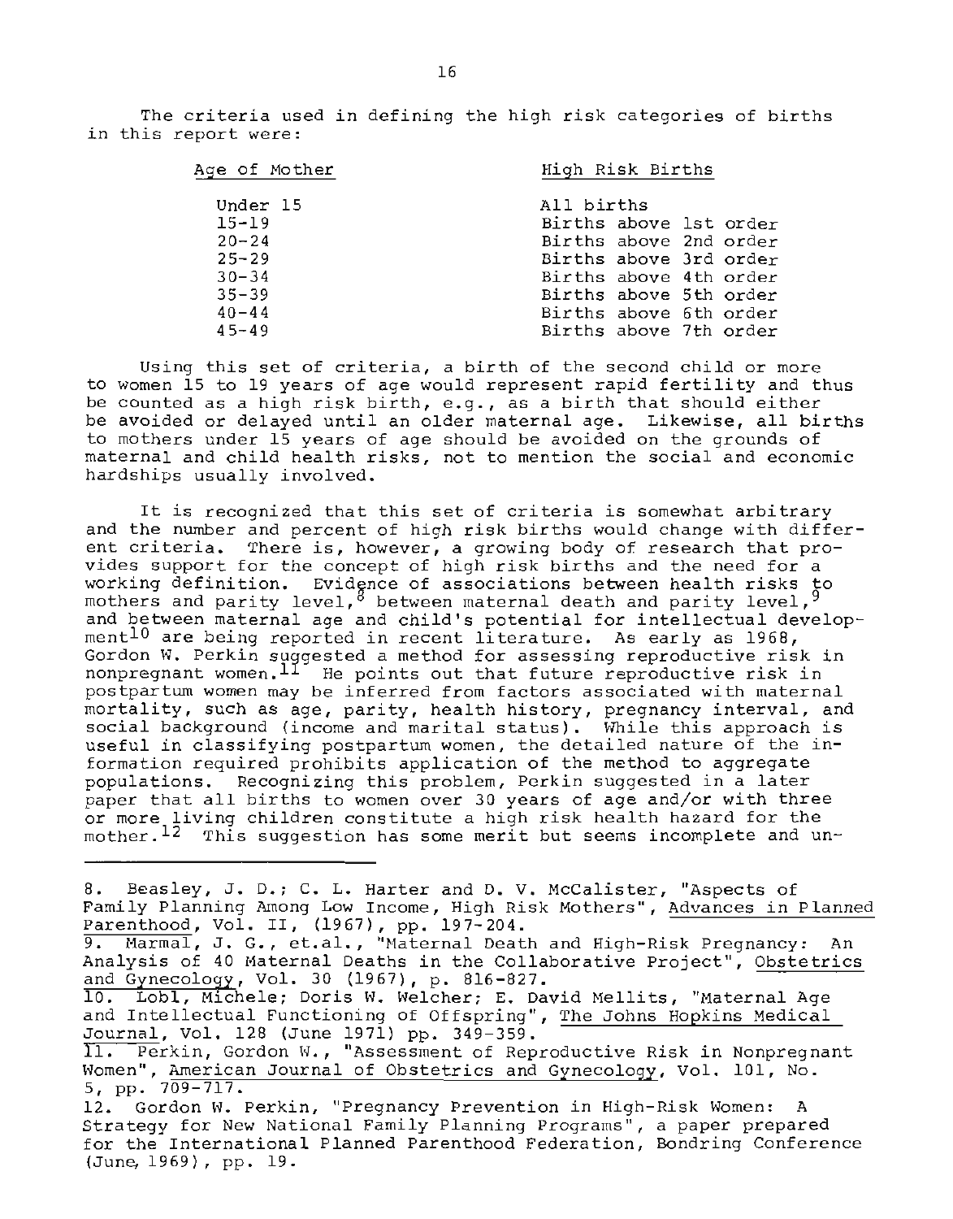The criteria used in defining the high risk categories of births in this report were:

| Age of Mother | High Risk Births |
|---|---|
| Under 15 | All births |
| 15-19 | Births above 1st order |
| 20-24 | Births above 2nd order |
| 25-29 | Births above 3rd order |
| 30-34 | Births above 4th order |
| 35-39 | Births above 5th order |
| 40-44 | Births above 6th order |
| 45-49 | Births above 7th order |

Using this set of criteria, a birth of the second child or more to women 15 to 19 years of age would represent rapid fertility and thus be counted as a high risk birth, e.g., as a birth that should either be avoided or delayed until an older maternal age. Likewise, all births to mothers under 15 years of age should be avoided on the grounds of maternal and child health risks, not to mention the social and economic hardships usually involved.

It is recognized that this set of criteria is somewhat arbitrary and the number and percent of high risk births would change with different criteria. There is, however, a growing body of research that provides support for the concept of high risk births and the need for a working definition. Evidence of associations between health risks to mothers and parity level,[8] between maternal death and parity level,[9] and between maternal age and child's potential for intellectual development[10] are being reported in recent literature. As early as 1968, Gordon W. Perkin suggested a method for assessing reproductive risk in nonpregnant women.[11] He points out that future reproductive risk in postpartum women may be inferred from factors associated with maternal mortality, such as age, parity, health history, pregnancy interval, and social background (income and marital status). While this approach is useful in classifying postpartum women, the detailed nature of the information required prohibits application of the method to aggregate populations. Recognizing this problem, Perkin suggested in a later paper that all births to women over 30 years of age and/or with three or more living children constitute a high risk health hazard for the mother.[12] This suggestion has some merit but seems incomplete and un-

---

8. Beasley, J. D.; C. L. Harter and D. V. McCalister, "Aspects of Family Planning Among Low Income, High Risk Mothers", Advances in Planned Parenthood, Vol. II, (1967), pp. 197-204.

9. Marmal, J. G., et.al., "Maternal Death and High-Risk Pregnancy: An Analysis of 40 Maternal Deaths in the Collaborative Project", Obstetrics and Gynecology, Vol. 30 (1967), p. 816-827.

10. Lobl, Michele; Doris W. Welcher; E. David Mellits, "Maternal Age and Intellectual Functioning of Offspring", The Johns Hopkins Medical Journal, Vol. 128 (June 1971) pp. 349-359.

11. Perkin, Gordon W., "Assessment of Reproductive Risk in Nonpregnant Women", American Journal of Obstetrics and Gynecology, Vol. 101, No. 5, pp. 709-717.

12. Gordon W. Perkin, "Pregnancy Prevention in High-Risk Women: A Strategy for New National Family Planning Programs", a paper prepared for the International Planned Parenthood Federation, Bondring Conference (June, 1969), pp. 19.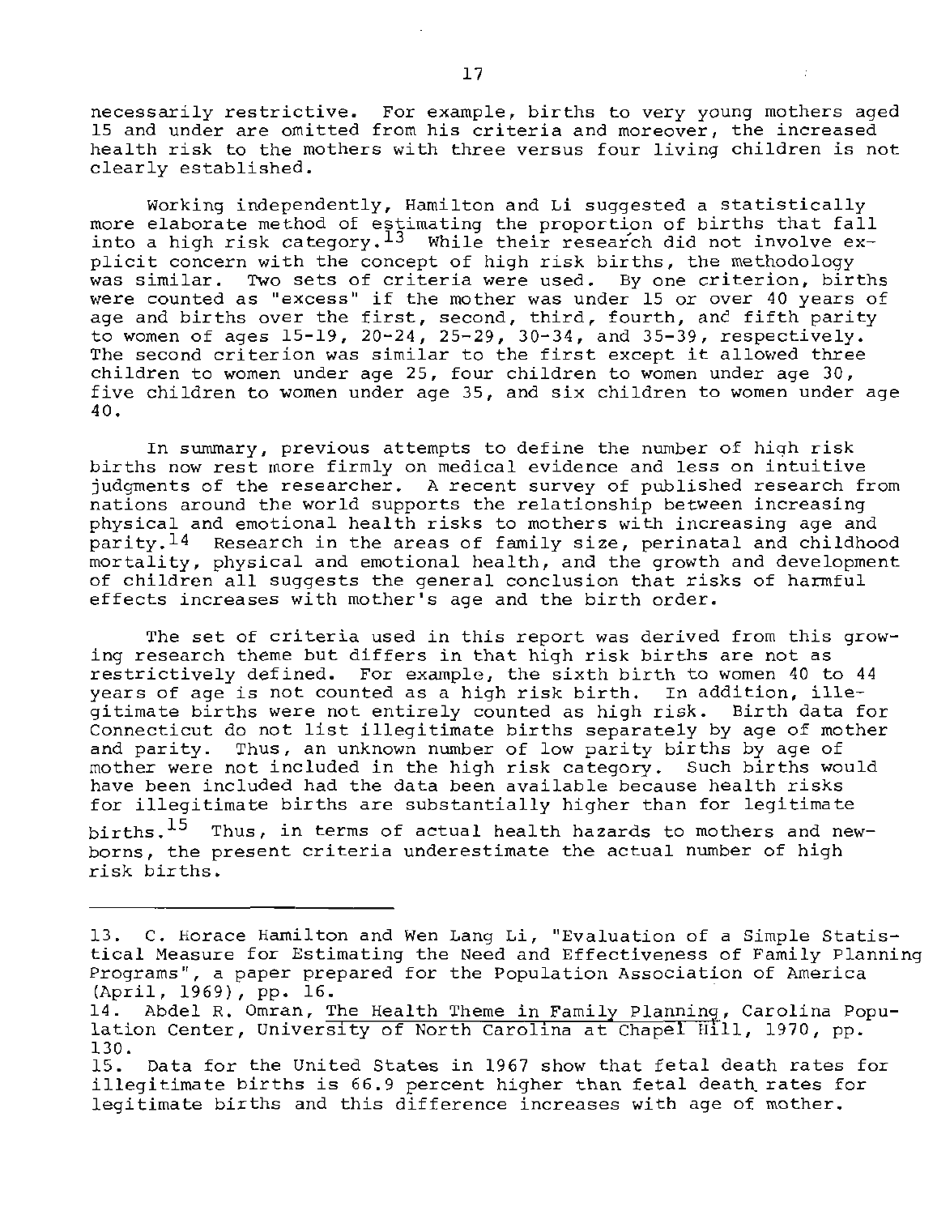necessarily restrictive. For example, births to very young mothers aged 15 and under are omitted from his criteria and moreover, the increased health risk to the mothers with three versus four living children is not clearly established.

Working independently, Hamilton and Li suggested a statistically more elaborate method of estimating the proportion of births that fall into a high risk category.[13] While their research did not involve explicit concern with the concept of high risk births, the methodology was similar. Two sets of criteria were used. By one criterion, births were counted as "excess" if the mother was under 15 or over 40 years of age and births over the first, second, third, fourth, and fifth parity to women of ages 15-19, 20-24, 25-29, 30-34, and 35-39, respectively. The second criterion was similar to the first except it allowed three children to women under age 25, four children to women under age 30, five children to women under age 35, and six children to women under age 40.

In summary, previous attempts to define the number of high risk births now rest more firmly on medical evidence and less on intuitive judgments of the researcher. A recent survey of published research from nations around the world supports the relationship between increasing physical and emotional health risks to mothers with increasing age and parity.[14] Research in the areas of family size, perinatal and childhood mortality, physical and emotional health, and the growth and development of children all suggests the general conclusion that risks of harmful effects increases with mother's age and the birth order.

The set of criteria used in this report was derived from this growing research theme but differs in that high risk births are not as restrictively defined. For example, the sixth birth to women 40 to 44 years of age is not counted as a high risk birth. In addition, illegitimate births were not entirely counted as high risk. Birth data for Connecticut do not list illegitimate births separately by age of mother and parity. Thus, an unknown number of low parity births by age of mother were not included in the high risk category. Such births would have been included had the data been available because health risks for illegitimate births are substantially higher than for legitimate births.[15] Thus, in terms of actual health hazards to mothers and newborns, the present criteria underestimate the actual number of high risk births.

---

13. C. Horace Hamilton and Wen Lang Li, "Evaluation of a Simple Statistical Measure for Estimating the Need and Effectiveness of Family Planning Programs", a paper prepared for the Population Association of America (April, 1969), pp. 16.
14. Abdel R. Omran, The Health Theme in Family Planning, Carolina Population Center, University of North Carolina at Chapel Hill, 1970, pp. 130.
15. Data for the United States in 1967 show that fetal death rates for illegitimate births is 66.9 percent higher than fetal death rates for legitimate births and this difference increases with age of mother.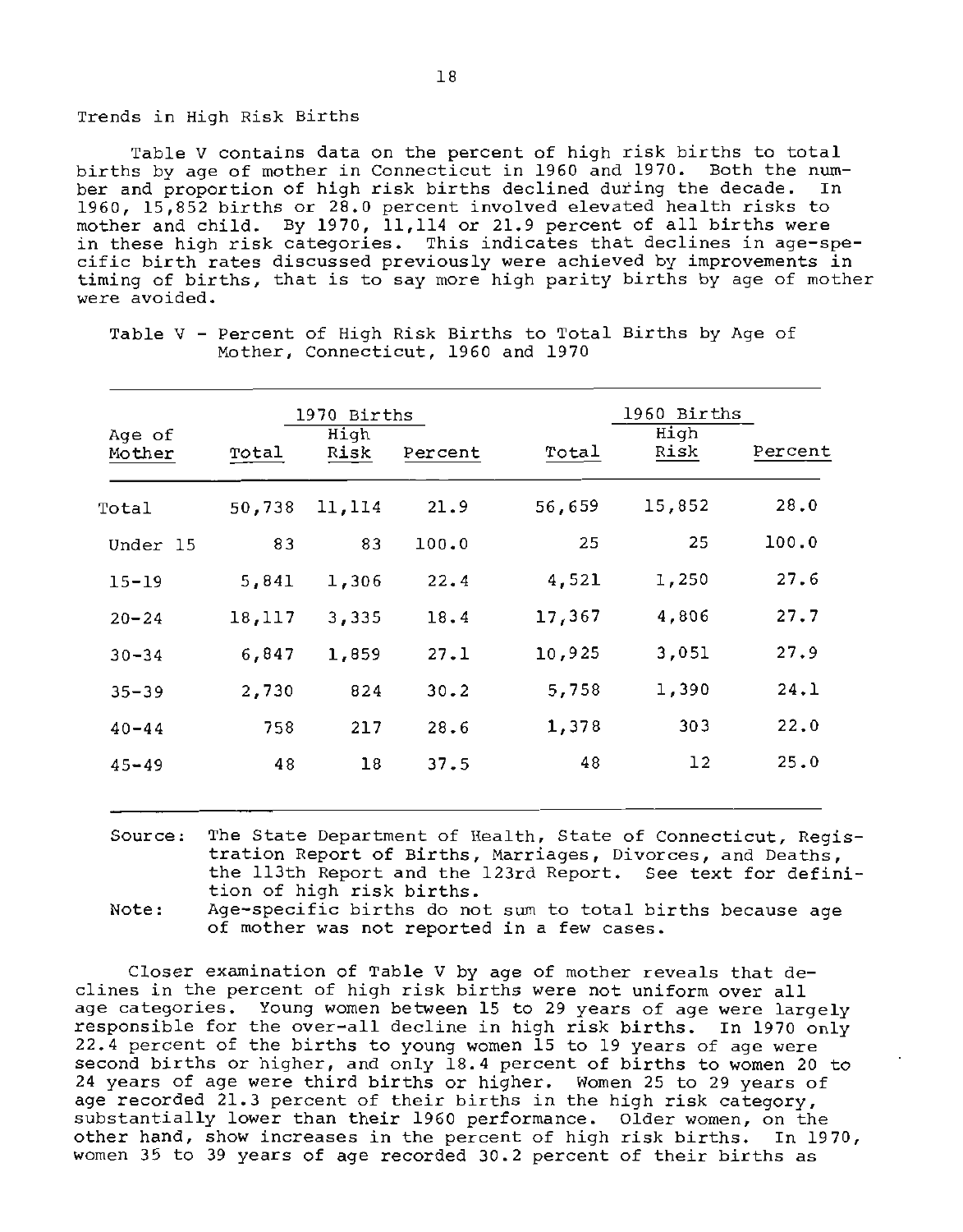## Trends in High Risk Births

Table V contains data on the percent of high risk births to total births by age of mother in Connecticut in 1960 and 1970. Both the number and proportion of high risk births declined during the decade. In 1960, 15,852 births or 28.0 percent involved elevated health risks to mother and child. By 1970, 11,114 or 21.9 percent of all births were in these high risk categories. This indicates that declines in age-specific birth rates discussed previously were achieved by improvements in timing of births, that is to say more high parity births by age of mother were avoided.

Table V - Percent of High Risk Births to Total Births by Age of Mother, Connecticut, 1960 and 1970

| Age of Mother | 1970 Births | | | 1960 Births | | |
|---|---|---|---|---|---|---|
| | Total | High Risk | Percent | Total | High Risk | Percent |
| Total | 50,738 | 11,114 | 21.9 | 56,659 | 15,852 | 28.0 |
| Under 15 | 83 | 83 | 100.0 | 25 | 25 | 100.0 |
| 15-19 | 5,841 | 1,306 | 22.4 | 4,521 | 1,250 | 27.6 |
| 20-24 | 18,117 | 3,335 | 18.4 | 17,367 | 4,806 | 27.7 |
| 30-34 | 6,847 | 1,859 | 27.1 | 10,925 | 3,051 | 27.9 |
| 35-39 | 2,730 | 824 | 30.2 | 5,758 | 1,390 | 24.1 |
| 40-44 | 758 | 217 | 28.6 | 1,378 | 303 | 22.0 |
| 45-49 | 48 | 18 | 37.5 | 48 | 12 | 25.0 |

Source: The State Department of Health, State of Connecticut, Registration Report of Births, Marriages, Divorces, and Deaths, the 113th Report and the 123rd Report. See text for definition of high risk births.

Note: Age-specific births do not sum to total births because age of mother was not reported in a few cases.

Closer examination of Table V by age of mother reveals that declines in the percent of high risk births were not uniform over all age categories. Young women between 15 to 29 years of age were largely responsible for the over-all decline in high risk births. In 1970 only 22.4 percent of the births to young women 15 to 19 years of age were second births or higher, and only 18.4 percent of births to women 20 to 24 years of age were third births or higher. Women 25 to 29 years of age recorded 21.3 percent of their births in the high risk category, substantially lower than their 1960 performance. Older women, on the other hand, show increases in the percent of high risk births. In 1970, women 35 to 39 years of age recorded 30.2 percent of their births as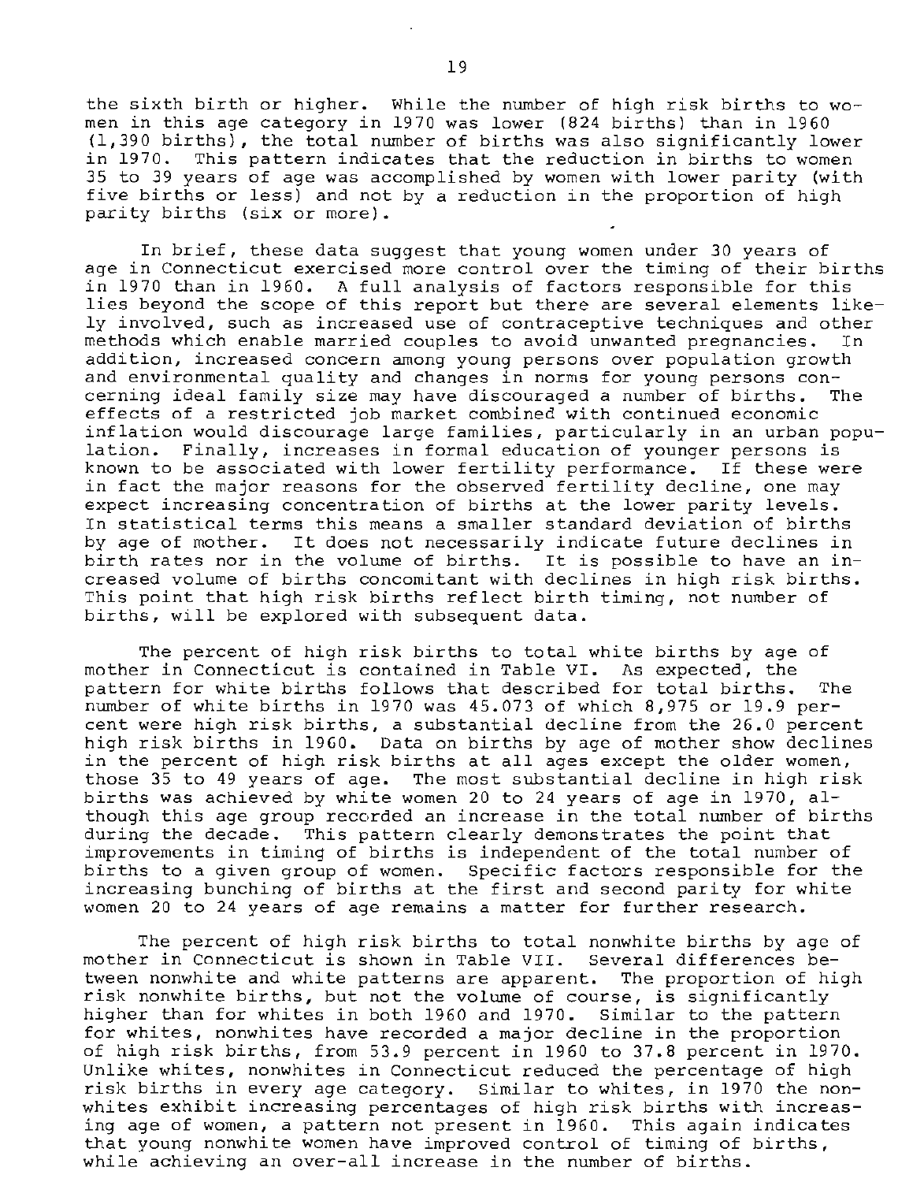the sixth birth or higher. While the number of high risk births to women in this age category in 1970 was lower (824 births) than in 1960 (1,390 births), the total number of births was also significantly lower in 1970. This pattern indicates that the reduction in births to women 35 to 39 years of age was accomplished by women with lower parity (with five births or less) and not by a reduction in the proportion of high parity births (six or more).

In brief, these data suggest that young women under 30 years of age in Connecticut exercised more control over the timing of their births in 1970 than in 1960. A full analysis of factors responsible for this lies beyond the scope of this report but there are several elements likely involved, such as increased use of contraceptive techniques and other methods which enable married couples to avoid unwanted pregnancies. In addition, increased concern among young persons over population growth and environmental quality and changes in norms for young persons concerning ideal family size may have discouraged a number of births. The effects of a restricted job market combined with continued economic inflation would discourage large families, particularly in an urban population. Finally, increases in formal education of younger persons is known to be associated with lower fertility performance. If these were in fact the major reasons for the observed fertility decline, one may expect increasing concentration of births at the lower parity levels. In statistical terms this means a smaller standard deviation of births by age of mother. It does not necessarily indicate future declines in birth rates nor in the volume of births. It is possible to have an increased volume of births concomitant with declines in high risk births. This point that high risk births reflect birth timing, not number of births, will be explored with subsequent data.

The percent of high risk births to total white births by age of mother in Connecticut is contained in Table VI. As expected, the pattern for white births follows that described for total births. The number of white births in 1970 was 45.073 of which 8,975 or 19.9 percent were high risk births, a substantial decline from the 26.0 percent high risk births in 1960. Data on births by age of mother show declines in the percent of high risk births at all ages except the older women, those 35 to 49 years of age. The most substantial decline in high risk births was achieved by white women 20 to 24 years of age in 1970, although this age group recorded an increase in the total number of births during the decade. This pattern clearly demonstrates the point that improvements in timing of births is independent of the total number of births to a given group of women. Specific factors responsible for the increasing bunching of births at the first and second parity for white women 20 to 24 years of age remains a matter for further research.

The percent of high risk births to total nonwhite births by age of mother in Connecticut is shown in Table VII. Several differences between nonwhite and white patterns are apparent. The proportion of high risk nonwhite births, but not the volume of course, is significantly higher than for whites in both 1960 and 1970. Similar to the pattern for whites, nonwhites have recorded a major decline in the proportion of high risk births, from 53.9 percent in 1960 to 37.8 percent in 1970. Unlike whites, nonwhites in Connecticut reduced the percentage of high risk births in every age category. Similar to whites, in 1970 the nonwhites exhibit increasing percentages of high risk births with increasing age of women, a pattern not present in 1960. This again indicates that young nonwhite women have improved control of timing of births, while achieving an over-all increase in the number of births.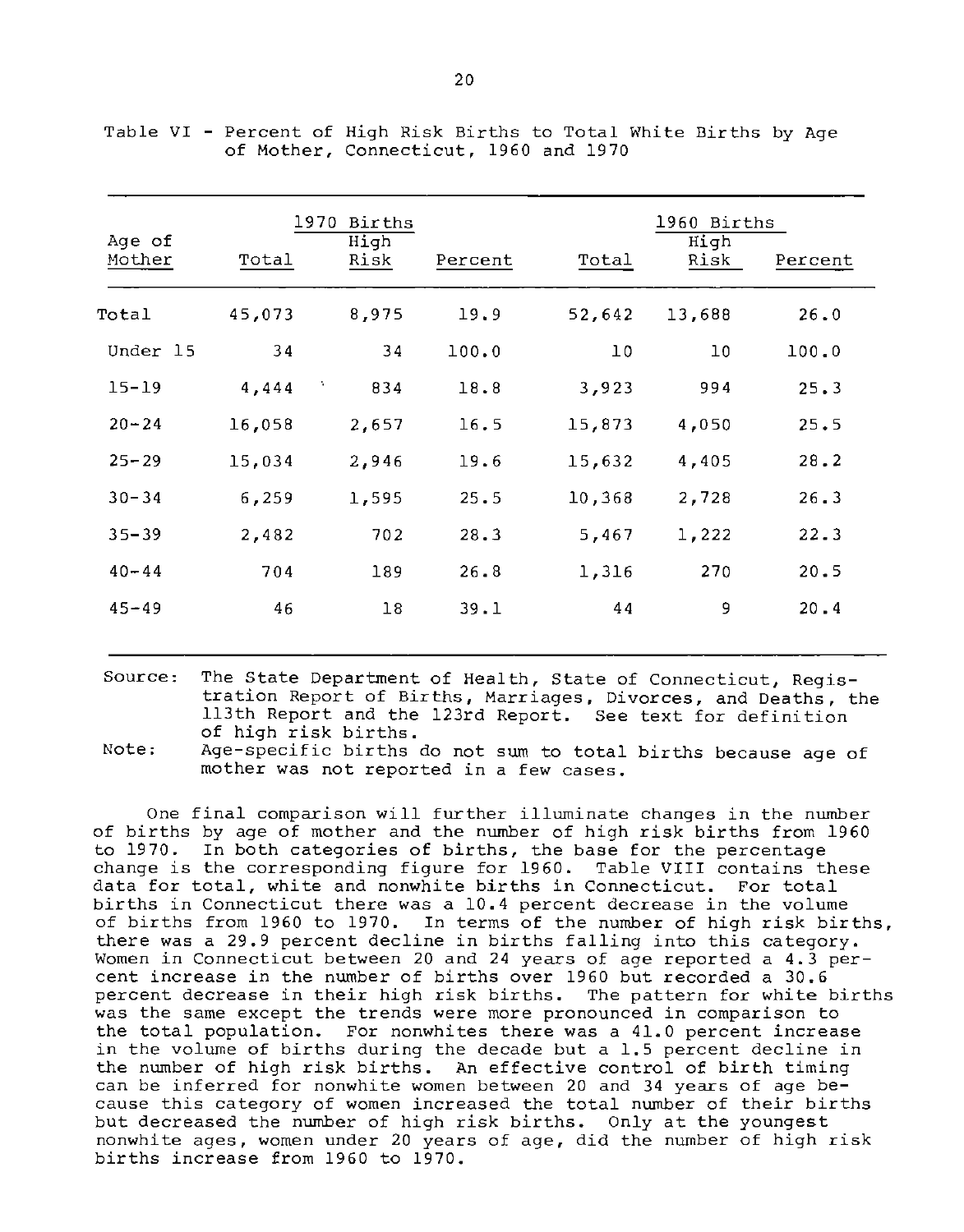Table VI - Percent of High Risk Births to Total White Births by Age of Mother, Connecticut, 1960 and 1970

| Age of Mother | 1970 Births | | | 1960 Births | | |
|---|---|---|---|---|---|---|
| | Total | High Risk | Percent | Total | High Risk | Percent |
| Total | 45,073 | 8,975 | 19.9 | 52,642 | 13,688 | 26.0 |
| Under 15 | 34 | 34 | 100.0 | 10 | 10 | 100.0 |
| 15-19 | 4,444 | 834 | 18.8 | 3,923 | 994 | 25.3 |
| 20-24 | 16,058 | 2,657 | 16.5 | 15,873 | 4,050 | 25.5 |
| 25-29 | 15,034 | 2,946 | 19.6 | 15,632 | 4,405 | 28.2 |
| 30-34 | 6,259 | 1,595 | 25.5 | 10,368 | 2,728 | 26.3 |
| 35-39 | 2,482 | 702 | 28.3 | 5,467 | 1,222 | 22.3 |
| 40-44 | 704 | 189 | 26.8 | 1,316 | 270 | 20.5 |
| 45-49 | 46 | 18 | 39.1 | 44 | 9 | 20.4 |

Source: The State Department of Health, State of Connecticut, Registration Report of Births, Marriages, Divorces, and Deaths, the 113th Report and the 123rd Report. See text for definition of high risk births.

Note: Age-specific births do not sum to total births because age of mother was not reported in a few cases.

One final comparison will further illuminate changes in the number of births by age of mother and the number of high risk births from 1960 to 1970. In both categories of births, the base for the percentage change is the corresponding figure for 1960. Table VIII contains these data for total, white and nonwhite births in Connecticut. For total births in Connecticut there was a 10.4 percent decrease in the volume of births from 1960 to 1970. In terms of the number of high risk births, there was a 29.9 percent decline in births falling into this category. Women in Connecticut between 20 and 24 years of age reported a 4.3 percent increase in the number of births over 1960 but recorded a 30.6 percent decrease in their high risk births. The pattern for white births was the same except the trends were more pronounced in comparison to the total population. For nonwhites there was a 41.0 percent increase in the volume of births during the decade but a 1.5 percent decline in the number of high risk births. An effective control of birth timing can be inferred for nonwhite women between 20 and 34 years of age because this category of women increased the total number of their births but decreased the number of high risk births. Only at the youngest nonwhite ages, women under 20 years of age, did the number of high risk births increase from 1960 to 1970.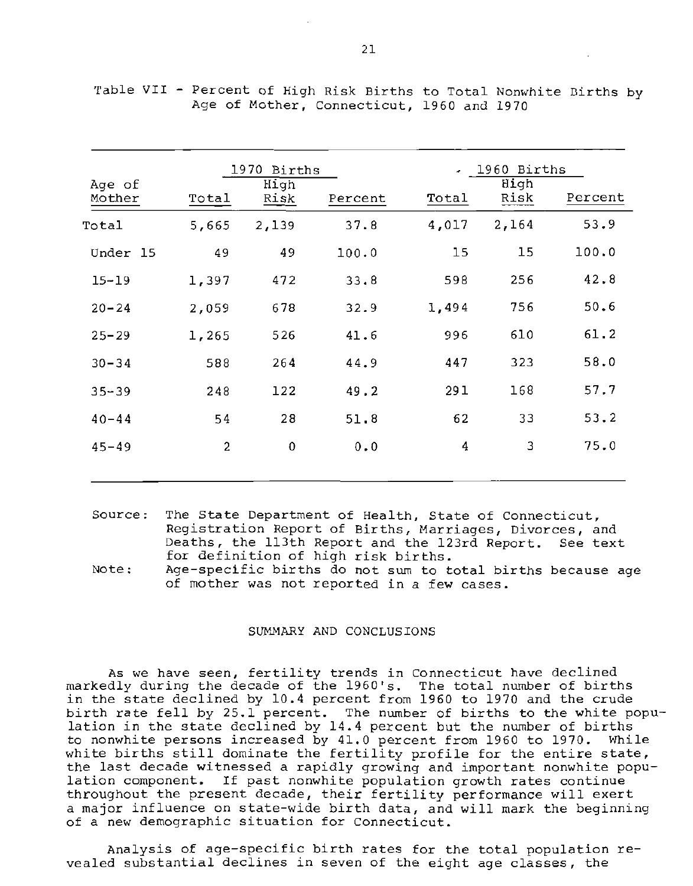Table VII - Percent of High Risk Births to Total Nonwhite Births by Age of Mother, Connecticut, 1960 and 1970

| Age of Mother | 1970 Births | | | 1960 Births | | |
|---|---|---|---|---|---|---|
| | Total | High Risk | Percent | Total | High Risk | Percent |
| Total | 5,665 | 2,139 | 37.8 | 4,017 | 2,164 | 53.9 |
| Under 15 | 49 | 49 | 100.0 | 15 | 15 | 100.0 |
| 15-19 | 1,397 | 472 | 33.8 | 598 | 256 | 42.8 |
| 20-24 | 2,059 | 678 | 32.9 | 1,494 | 756 | 50.6 |
| 25-29 | 1,265 | 526 | 41.6 | 996 | 610 | 61.2 |
| 30-34 | 588 | 264 | 44.9 | 447 | 323 | 58.0 |
| 35-39 | 248 | 122 | 49.2 | 291 | 168 | 57.7 |
| 40-44 | 54 | 28 | 51.8 | 62 | 33 | 53.2 |
| 45-49 | 2 | 0 | 0.0 | 4 | 3 | 75.0 |

Source: The State Department of Health, State of Connecticut, Registration Report of Births, Marriages, Divorces, and Deaths, the 113th Report and the 123rd Report. See text for definition of high risk births.

Note: Age-specific births do not sum to total births because age of mother was not reported in a few cases.

## SUMMARY AND CONCLUSIONS

As we have seen, fertility trends in Connecticut have declined markedly during the decade of the 1960's. The total number of births in the state declined by 10.4 percent from 1960 to 1970 and the crude birth rate fell by 25.1 percent. The number of births to the white population in the state declined by 14.4 percent but the number of births to nonwhite persons increased by 41.0 percent from 1960 to 1970. While white births still dominate the fertility profile for the entire state, the last decade witnessed a rapidly growing and important nonwhite population component. If past nonwhite population growth rates continue throughout the present decade, their fertility performance will exert a major influence on state-wide birth data, and will mark the beginning of a new demographic situation for Connecticut.

Analysis of age-specific birth rates for the total population revealed substantial declines in seven of the eight age classes, the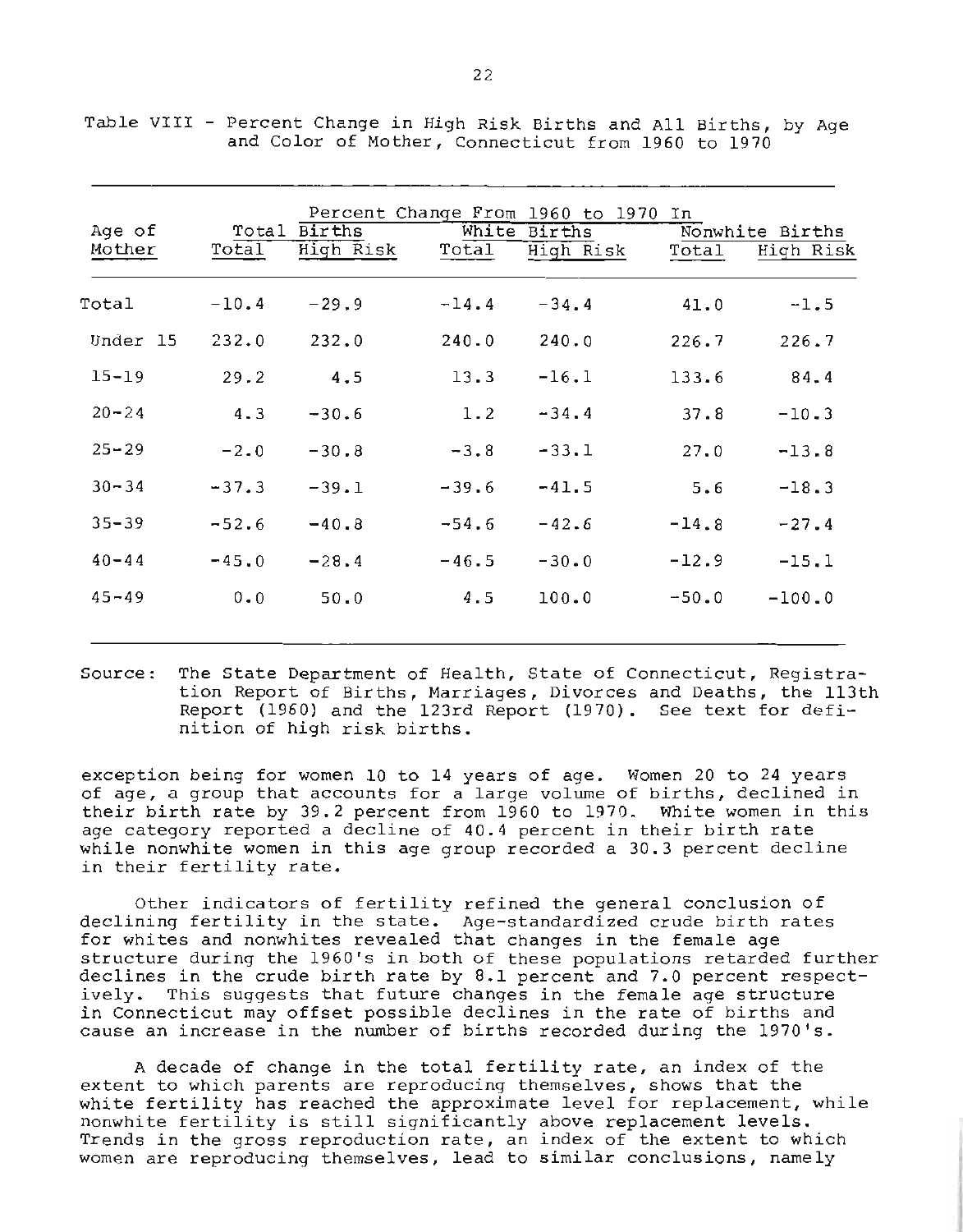Table VIII - Percent Change in High Risk Births and All Births, by Age and Color of Mother, Connecticut from 1960 to 1970

| Age of Mother | Percent Change From 1960 to 1970 In | | | | | |
|---|---|---|---|---|---|---|
| | Total Births | | White Births | | Nonwhite Births | |
| | Total | High Risk | Total | High Risk | Total | High Risk |
| Total | -10.4 | -29.9 | -14.4 | -34.4 | 41.0 | -1.5 |
| Under 15 | 232.0 | 232.0 | 240.0 | 240.0 | 226.7 | 226.7 |
| 15-19 | 29.2 | 4.5 | 13.3 | -16.1 | 133.6 | 84.4 |
| 20-24 | 4.3 | -30.6 | 1.2 | -34.4 | 37.8 | -10.3 |
| 25-29 | -2.0 | -30.8 | -3.8 | -33.1 | 27.0 | -13.8 |
| 30-34 | -37.3 | -39.1 | -39.6 | -41.5 | 5.6 | -18.3 |
| 35-39 | -52.6 | -40.8 | -54.6 | -42.6 | -14.8 | -27.4 |
| 40-44 | -45.0 | -28.4 | -46.5 | -30.0 | -12.9 | -15.1 |
| 45-49 | 0.0 | 50.0 | 4.5 | 100.0 | -50.0 | -100.0 |

Source: The State Department of Health, State of Connecticut, Registration Report of Births, Marriages, Divorces and Deaths, the 113th Report (1960) and the 123rd Report (1970). See text for definition of high risk births.

exception being for women 10 to 14 years of age. Women 20 to 24 years of age, a group that accounts for a large volume of births, declined in their birth rate by 39.2 percent from 1960 to 1970. White women in this age category reported a decline of 40.4 percent in their birth rate while nonwhite women in this age group recorded a 30.3 percent decline in their fertility rate.

Other indicators of fertility refined the general conclusion of declining fertility in the state. Age-standardized crude birth rates for whites and nonwhites revealed that changes in the female age structure during the 1960's in both of these populations retarded further declines in the crude birth rate by 8.1 percent and 7.0 percent respectively. This suggests that future changes in the female age structure in Connecticut may offset possible declines in the rate of births and cause an increase in the number of births recorded during the 1970's.

A decade of change in the total fertility rate, an index of the extent to which parents are reproducing themselves, shows that the white fertility has reached the approximate level for replacement, while nonwhite fertility is still significantly above replacement levels. Trends in the gross reproduction rate, an index of the extent to which women are reproducing themselves, lead to similar conclusions, namely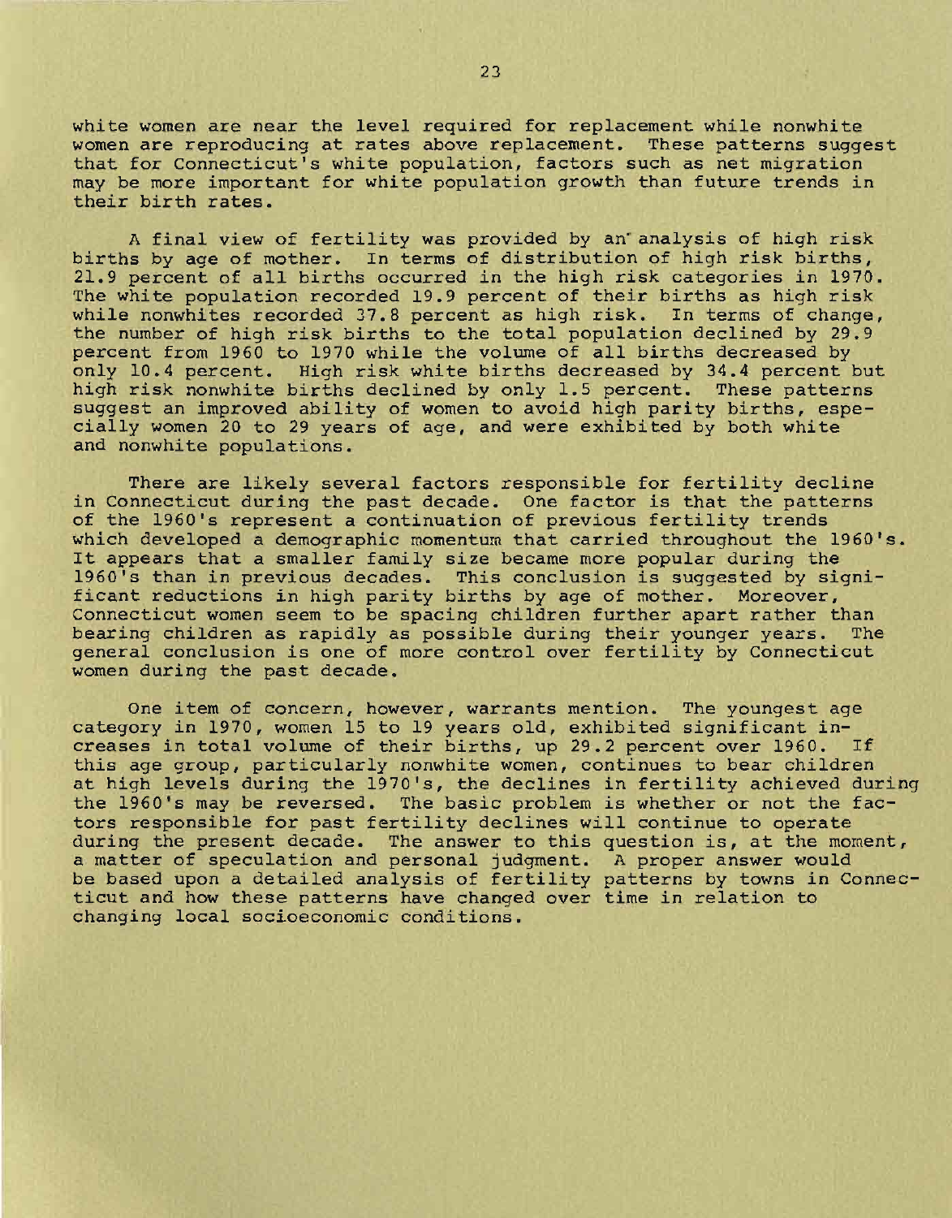white women are near the level required for replacement while nonwhite women are reproducing at rates above replacement. These patterns suggest that for Connecticut's white population, factors such as net migration may be more important for white population growth than future trends in their birth rates.

A final view of fertility was provided by an analysis of high risk births by age of mother. In terms of distribution of high risk births, 21.9 percent of all births occurred in the high risk categories in 1970. The white population recorded 19.9 percent of their births as high risk while nonwhites recorded 37.8 percent as high risk. In terms of change, the number of high risk births to the total population declined by 29.9 percent from 1960 to 1970 while the volume of all births decreased by only 10.4 percent. High risk white births decreased by 34.4 percent but high risk nonwhite births declined by only 1.5 percent. These patterns suggest an improved ability of women to avoid high parity births, especially women 20 to 29 years of age, and were exhibited by both white and nonwhite populations.

There are likely several factors responsible for fertility decline in Connecticut during the past decade. One factor is that the patterns of the 1960's represent a continuation of previous fertility trends which developed a demographic momentum that carried throughout the 1960's. It appears that a smaller family size became more popular during the 1960's than in previous decades. This conclusion is suggested by significant reductions in high parity births by age of mother. Moreover, Connecticut women seem to be spacing children further apart rather than bearing children as rapidly as possible during their younger years. The general conclusion is one of more control over fertility by Connecticut women during the past decade.

One item of concern, however, warrants mention. The youngest age category in 1970, women 15 to 19 years old, exhibited significant increases in total volume of their births, up 29.2 percent over 1960. If this age group, particularly nonwhite women, continues to bear children at high levels during the 1970's, the declines in fertility achieved during the 1960's may be reversed. The basic problem is whether or not the factors responsible for past fertility declines will continue to operate during the present decade. The answer to this question is, at the moment, a matter of speculation and personal judgment. A proper answer would be based upon a detailed analysis of fertility patterns by towns in Connecticut and how these patterns have changed over time in relation to changing local socioeconomic conditions.